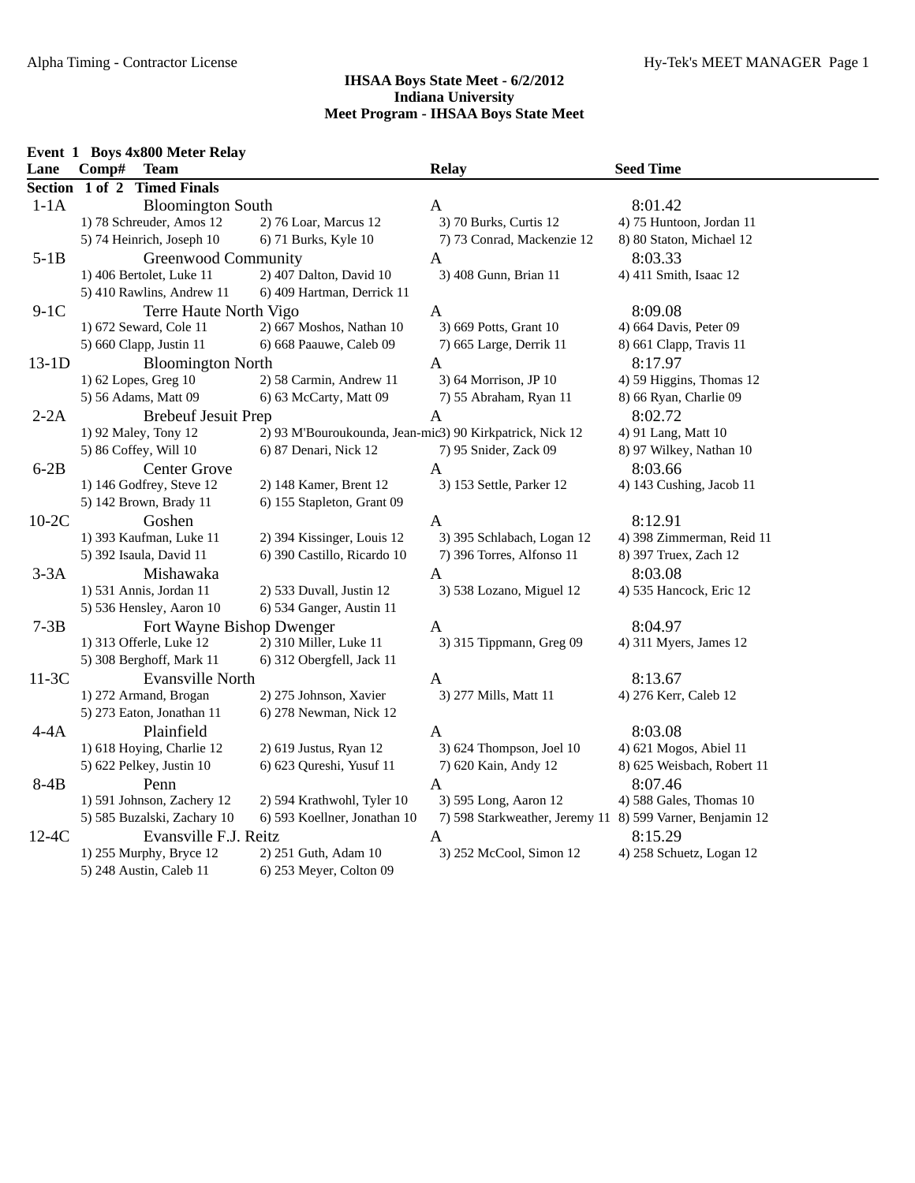# IHSAA Boys State Meet - 6/2/2012
## Indiana University
## Meet Program - IHSAA Boys State Meet

### Event 1 Boys 4x800 Meter Relay

| Lane | Comp# Team | | Relay | Seed Time |
|---|---|---|---|---|
| **Section 1 of 2 Timed Finals** | | | | |
| 1-1A | Bloomington South | | A | 8:01.42 |
| | 1) 78 Schreuder, Amos 12 | 2) 76 Loar, Marcus 12 | 3) 70 Burks, Curtis 12 | 4) 75 Huntoon, Jordan 11 |
| | 5) 74 Heinrich, Joseph 10 | 6) 71 Burks, Kyle 10 | 7) 73 Conrad, Mackenzie 12 | 8) 80 Staton, Michael 12 |
| 5-1B | Greenwood Community | | A | 8:03.33 |
| | 1) 406 Bertolet, Luke 11 | 2) 407 Dalton, David 10 | 3) 408 Gunn, Brian 11 | 4) 411 Smith, Isaac 12 |
| | 5) 410 Rawlins, Andrew 11 | 6) 409 Hartman, Derrick 11 | | |
| 9-1C | Terre Haute North Vigo | | A | 8:09.08 |
| | 1) 672 Seward, Cole 11 | 2) 667 Moshos, Nathan 10 | 3) 669 Potts, Grant 10 | 4) 664 Davis, Peter 09 |
| | 5) 660 Clapp, Justin 11 | 6) 668 Paauwe, Caleb 09 | 7) 665 Large, Derrik 11 | 8) 661 Clapp, Travis 11 |
| 13-1D | Bloomington North | | A | 8:17.97 |
| | 1) 62 Lopes, Greg 10 | 2) 58 Carmin, Andrew 11 | 3) 64 Morrison, JP 10 | 4) 59 Higgins, Thomas 12 |
| | 5) 56 Adams, Matt 09 | 6) 63 McCarty, Matt 09 | 7) 55 Abraham, Ryan 11 | 8) 66 Ryan, Charlie 09 |
| 2-2A | Brebeuf Jesuit Prep | | A | 8:02.72 |
| | 1) 92 Maley, Tony 12 | 2) 93 M'Bouroukounda, Jean-mic | 3) 90 Kirkpatrick, Nick 12 | 4) 91 Lang, Matt 10 |
| | 5) 86 Coffey, Will 10 | 6) 87 Denari, Nick 12 | 7) 95 Snider, Zack 09 | 8) 97 Wilkey, Nathan 10 |
| 6-2B | Center Grove | | A | 8:03.66 |
| | 1) 146 Godfrey, Steve 12 | 2) 148 Kamer, Brent 12 | 3) 153 Settle, Parker 12 | 4) 143 Cushing, Jacob 11 |
| | 5) 142 Brown, Brady 11 | 6) 155 Stapleton, Grant 09 | | |
| 10-2C | Goshen | | A | 8:12.91 |
| | 1) 393 Kaufman, Luke 11 | 2) 394 Kissinger, Louis 12 | 3) 395 Schlabach, Logan 12 | 4) 398 Zimmerman, Reid 11 |
| | 5) 392 Isaula, David 11 | 6) 390 Castillo, Ricardo 10 | 7) 396 Torres, Alfonso 11 | 8) 397 Truex, Zach 12 |
| 3-3A | Mishawaka | | A | 8:03.08 |
| | 1) 531 Annis, Jordan 11 | 2) 533 Duvall, Justin 12 | 3) 538 Lozano, Miguel 12 | 4) 535 Hancock, Eric 12 |
| | 5) 536 Hensley, Aaron 10 | 6) 534 Ganger, Austin 11 | | |
| 7-3B | Fort Wayne Bishop Dwenger | | A | 8:04.97 |
| | 1) 313 Offerle, Luke 12 | 2) 310 Miller, Luke 11 | 3) 315 Tippmann, Greg 09 | 4) 311 Myers, James 12 |
| | 5) 308 Berghoff, Mark 11 | 6) 312 Obergfell, Jack 11 | | |
| 11-3C | Evansville North | | A | 8:13.67 |
| | 1) 272 Armand, Brogan | 2) 275 Johnson, Xavier | 3) 277 Mills, Matt 11 | 4) 276 Kerr, Caleb 12 |
| | 5) 273 Eaton, Jonathan 11 | 6) 278 Newman, Nick 12 | | |
| 4-4A | Plainfield | | A | 8:03.08 |
| | 1) 618 Hoying, Charlie 12 | 2) 619 Justus, Ryan 12 | 3) 624 Thompson, Joel 10 | 4) 621 Mogos, Abiel 11 |
| | 5) 622 Pelkey, Justin 10 | 6) 623 Qureshi, Yusuf 11 | 7) 620 Kain, Andy 12 | 8) 625 Weisbach, Robert 11 |
| 8-4B | Penn | | A | 8:07.46 |
| | 1) 591 Johnson, Zachery 12 | 2) 594 Krathwohl, Tyler 10 | 3) 595 Long, Aaron 12 | 4) 588 Gales, Thomas 10 |
| | 5) 585 Buzalski, Zachary 10 | 6) 593 Koellner, Jonathan 10 | 7) 598 Starkweather, Jeremy 11 | 8) 599 Varner, Benjamin 12 |
| 12-4C | Evansville F.J. Reitz | | A | 8:15.29 |
| | 1) 255 Murphy, Bryce 12 | 2) 251 Guth, Adam 10 | 3) 252 McCool, Simon 12 | 4) 258 Schuetz, Logan 12 |
| | 5) 248 Austin, Caleb 11 | 6) 253 Meyer, Colton 09 | | |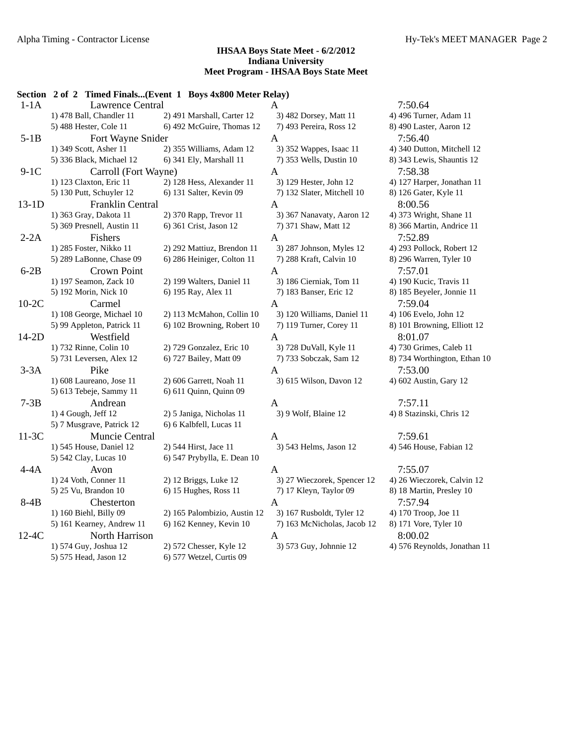**IHSAA Boys State Meet - 6/2/2012**
**Indiana University**
**Meet Program - IHSAA Boys State Meet**

**Section 2 of 2 Timed Finals...(Event 1 Boys 4x800 Meter Relay)**

| Lane | Team | Relay | Seed Time |
|---|---|---|---|
| 1-1A | Lawrence Central | A | 7:50.64 |
| | 1) 478 Ball, Chandler 11 | 2) 491 Marshall, Carter 12 | 3) 482 Dorsey, Matt 11 | 4) 496 Turner, Adam 11 |
| | 5) 488 Hester, Cole 11 | 6) 492 McGuire, Thomas 12 | 7) 493 Pereira, Ross 12 | 8) 490 Laster, Aaron 12 |
| 5-1B | Fort Wayne Snider | A | 7:56.40 |
| | 1) 349 Scott, Asher 11 | 2) 355 Williams, Adam 12 | 3) 352 Wappes, Isaac 11 | 4) 340 Dutton, Mitchell 12 |
| | 5) 336 Black, Michael 12 | 6) 341 Ely, Marshall 11 | 7) 353 Wells, Dustin 10 | 8) 343 Lewis, Shauntis 12 |
| 9-1C | Carroll (Fort Wayne) | A | 7:58.38 |
| | 1) 123 Claxton, Eric 11 | 2) 128 Hess, Alexander 11 | 3) 129 Hester, John 12 | 4) 127 Harper, Jonathan 11 |
| | 5) 130 Putt, Schuyler 12 | 6) 131 Salter, Kevin 09 | 7) 132 Slater, Mitchell 10 | 8) 126 Gater, Kyle 11 |
| 13-1D | Franklin Central | A | 8:00.56 |
| | 1) 363 Gray, Dakota 11 | 2) 370 Rapp, Trevor 11 | 3) 367 Nanavaty, Aaron 12 | 4) 373 Wright, Shane 11 |
| | 5) 369 Presnell, Austin 11 | 6) 361 Crist, Jason 12 | 7) 371 Shaw, Matt 12 | 8) 366 Martin, Andrice 11 |
| 2-2A | Fishers | A | 7:52.89 |
| | 1) 285 Foster, Nikko 11 | 2) 292 Mattiuz, Brendon 11 | 3) 287 Johnson, Myles 12 | 4) 293 Pollock, Robert 12 |
| | 5) 289 LaBonne, Chase 09 | 6) 286 Heiniger, Colton 11 | 7) 288 Kraft, Calvin 10 | 8) 296 Warren, Tyler 10 |
| 6-2B | Crown Point | A | 7:57.01 |
| | 1) 197 Seamon, Zack 10 | 2) 199 Walters, Daniel 11 | 3) 186 Cierniak, Tom 11 | 4) 190 Kucic, Travis 11 |
| | 5) 192 Morin, Nick 10 | 6) 195 Ray, Alex 11 | 7) 183 Banser, Eric 12 | 8) 185 Beyeler, Jonnie 11 |
| 10-2C | Carmel | A | 7:59.04 |
| | 1) 108 George, Michael 10 | 2) 113 McMahon, Collin 10 | 3) 120 Williams, Daniel 11 | 4) 106 Evelo, John 12 |
| | 5) 99 Appleton, Patrick 11 | 6) 102 Browning, Robert 10 | 7) 119 Turner, Corey 11 | 8) 101 Browning, Elliott 12 |
| 14-2D | Westfield | A | 8:01.07 |
| | 1) 732 Rinne, Colin 10 | 2) 729 Gonzalez, Eric 10 | 3) 728 DuVall, Kyle 11 | 4) 730 Grimes, Caleb 11 |
| | 5) 731 Leversen, Alex 12 | 6) 727 Bailey, Matt 09 | 7) 733 Sobczak, Sam 12 | 8) 734 Worthington, Ethan 10 |
| 3-3A | Pike | A | 7:53.00 |
| | 1) 608 Laureano, Jose 11 | 2) 606 Garrett, Noah 11 | 3) 615 Wilson, Davon 12 | 4) 602 Austin, Gary 12 |
| | 5) 613 Tebeje, Sammy 11 | 6) 611 Quinn, Quinn 09 | | |
| 7-3B | Andrean | A | 7:57.11 |
| | 1) 4 Gough, Jeff 12 | 2) 5 Janiga, Nicholas 11 | 3) 9 Wolf, Blaine 12 | 4) 8 Stazinski, Chris 12 |
| | 5) 7 Musgrave, Patrick 12 | 6) 6 Kalbfell, Lucas 11 | | |
| 11-3C | Muncie Central | A | 7:59.61 |
| | 1) 545 House, Daniel 12 | 2) 544 Hirst, Jace 11 | 3) 543 Helms, Jason 12 | 4) 546 House, Fabian 12 |
| | 5) 542 Clay, Lucas 10 | 6) 547 Prybylla, E. Dean 10 | | |
| 4-4A | Avon | A | 7:55.07 |
| | 1) 24 Voth, Conner 11 | 2) 12 Briggs, Luke 12 | 3) 27 Wieczorek, Spencer 12 | 4) 26 Wieczorek, Calvin 12 |
| | 5) 25 Vu, Brandon 10 | 6) 15 Hughes, Ross 11 | 7) 17 Kleyn, Taylor 09 | 8) 18 Martin, Presley 10 |
| 8-4B | Chesterton | A | 7:57.94 |
| | 1) 160 Biehl, Billy 09 | 2) 165 Palombizio, Austin 12 | 3) 167 Rusboldt, Tyler 12 | 4) 170 Troop, Joe 11 |
| | 5) 161 Kearney, Andrew 11 | 6) 162 Kenney, Kevin 10 | 7) 163 McNicholas, Jacob 12 | 8) 171 Vore, Tyler 10 |
| 12-4C | North Harrison | A | 8:00.02 |
| | 1) 574 Guy, Joshua 12 | 2) 572 Chesser, Kyle 12 | 3) 573 Guy, Johnnie 12 | 4) 576 Reynolds, Jonathan 11 |
| | 5) 575 Head, Jason 12 | 6) 577 Wetzel, Curtis 09 | | |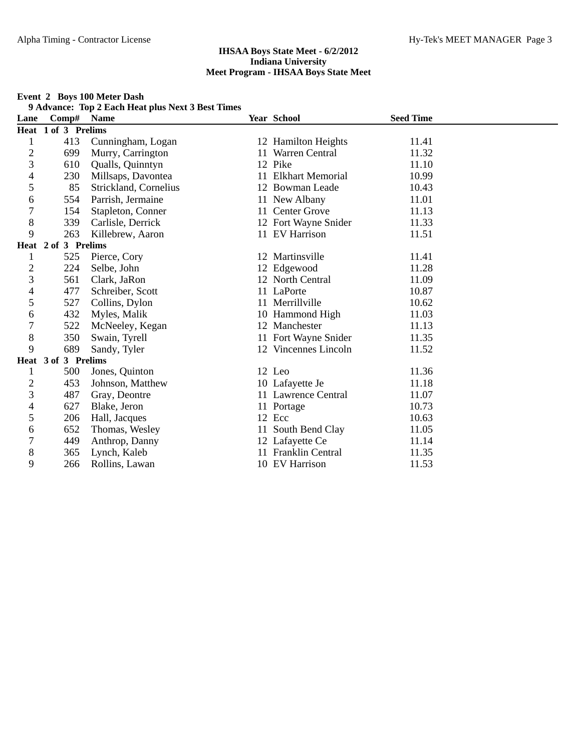**IHSAA Boys State Meet - 6/2/2012**
**Indiana University**
**Meet Program - IHSAA Boys State Meet**

**Event 2 Boys 100 Meter Dash**
**9 Advance: Top 2 Each Heat plus Next 3 Best Times**

| Lane | Comp# | Name | Year | School | Seed Time |
|---|---|---|---|---|---|
| **Heat 1 of 3 Prelims** | | | | | |
| 1 | 413 | Cunningham, Logan | 12 | Hamilton Heights | 11.41 |
| 2 | 699 | Murry, Carrington | 11 | Warren Central | 11.32 |
| 3 | 610 | Qualls, Quinntyn | 12 | Pike | 11.10 |
| 4 | 230 | Millsaps, Davontea | 11 | Elkhart Memorial | 10.99 |
| 5 | 85 | Strickland, Cornelius | 12 | Bowman Leade | 10.43 |
| 6 | 554 | Parrish, Jermaine | 11 | New Albany | 11.01 |
| 7 | 154 | Stapleton, Conner | 11 | Center Grove | 11.13 |
| 8 | 339 | Carlisle, Derrick | 12 | Fort Wayne Snider | 11.33 |
| 9 | 263 | Killebrew, Aaron | 11 | EV Harrison | 11.51 |
| **Heat 2 of 3 Prelims** | | | | | |
| 1 | 525 | Pierce, Cory | 12 | Martinsville | 11.41 |
| 2 | 224 | Selbe, John | 12 | Edgewood | 11.28 |
| 3 | 561 | Clark, JaRon | 12 | North Central | 11.09 |
| 4 | 477 | Schreiber, Scott | 11 | LaPorte | 10.87 |
| 5 | 527 | Collins, Dylon | 11 | Merrillville | 10.62 |
| 6 | 432 | Myles, Malik | 10 | Hammond High | 11.03 |
| 7 | 522 | McNeeley, Kegan | 12 | Manchester | 11.13 |
| 8 | 350 | Swain, Tyrell | 11 | Fort Wayne Snider | 11.35 |
| 9 | 689 | Sandy, Tyler | 12 | Vincennes Lincoln | 11.52 |
| **Heat 3 of 3 Prelims** | | | | | |
| 1 | 500 | Jones, Quinton | 12 | Leo | 11.36 |
| 2 | 453 | Johnson, Matthew | 10 | Lafayette Je | 11.18 |
| 3 | 487 | Gray, Deontre | 11 | Lawrence Central | 11.07 |
| 4 | 627 | Blake, Jeron | 11 | Portage | 10.73 |
| 5 | 206 | Hall, Jacques | 12 | Ecc | 10.63 |
| 6 | 652 | Thomas, Wesley | 11 | South Bend Clay | 11.05 |
| 7 | 449 | Anthrop, Danny | 12 | Lafayette Ce | 11.14 |
| 8 | 365 | Lynch, Kaleb | 11 | Franklin Central | 11.35 |
| 9 | 266 | Rollins, Lawan | 10 | EV Harrison | 11.53 |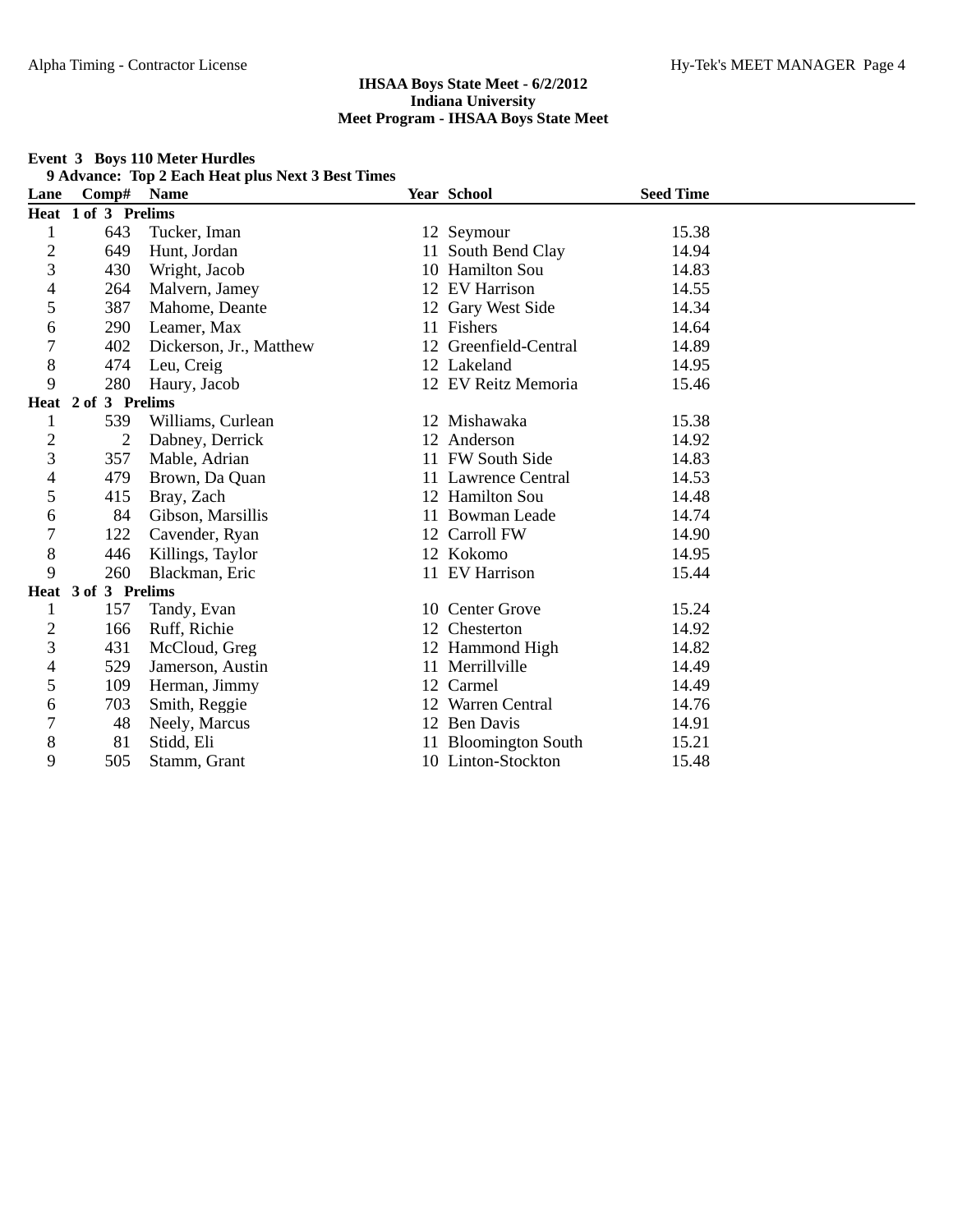**IHSAA Boys State Meet - 6/2/2012**
**Indiana University**
**Meet Program - IHSAA Boys State Meet**

**Event 3 Boys 110 Meter Hurdles**

**9 Advance: Top 2 Each Heat plus Next 3 Best Times**

| Lane | Comp# | Name | Year | School | Seed Time |
|---|---|---|---|---|---|
| **Heat 1 of 3 Prelims** | | | | | |
| 1 | 643 | Tucker, Iman | 12 | Seymour | 15.38 |
| 2 | 649 | Hunt, Jordan | 11 | South Bend Clay | 14.94 |
| 3 | 430 | Wright, Jacob | 10 | Hamilton Sou | 14.83 |
| 4 | 264 | Malvern, Jamey | 12 | EV Harrison | 14.55 |
| 5 | 387 | Mahome, Deante | 12 | Gary West Side | 14.34 |
| 6 | 290 | Leamer, Max | 11 | Fishers | 14.64 |
| 7 | 402 | Dickerson, Jr., Matthew | 12 | Greenfield-Central | 14.89 |
| 8 | 474 | Leu, Creig | 12 | Lakeland | 14.95 |
| 9 | 280 | Haury, Jacob | 12 | EV Reitz Memoria | 15.46 |
| **Heat 2 of 3 Prelims** | | | | | |
| 1 | 539 | Williams, Curlean | 12 | Mishawaka | 15.38 |
| 2 | 2 | Dabney, Derrick | 12 | Anderson | 14.92 |
| 3 | 357 | Mable, Adrian | 11 | FW South Side | 14.83 |
| 4 | 479 | Brown, Da Quan | 11 | Lawrence Central | 14.53 |
| 5 | 415 | Bray, Zach | 12 | Hamilton Sou | 14.48 |
| 6 | 84 | Gibson, Marsillis | 11 | Bowman Leade | 14.74 |
| 7 | 122 | Cavender, Ryan | 12 | Carroll FW | 14.90 |
| 8 | 446 | Killings, Taylor | 12 | Kokomo | 14.95 |
| 9 | 260 | Blackman, Eric | 11 | EV Harrison | 15.44 |
| **Heat 3 of 3 Prelims** | | | | | |
| 1 | 157 | Tandy, Evan | 10 | Center Grove | 15.24 |
| 2 | 166 | Ruff, Richie | 12 | Chesterton | 14.92 |
| 3 | 431 | McCloud, Greg | 12 | Hammond High | 14.82 |
| 4 | 529 | Jamerson, Austin | 11 | Merrillville | 14.49 |
| 5 | 109 | Herman, Jimmy | 12 | Carmel | 14.49 |
| 6 | 703 | Smith, Reggie | 12 | Warren Central | 14.76 |
| 7 | 48 | Neely, Marcus | 12 | Ben Davis | 14.91 |
| 8 | 81 | Stidd, Eli | 11 | Bloomington South | 15.21 |
| 9 | 505 | Stamm, Grant | 10 | Linton-Stockton | 15.48 |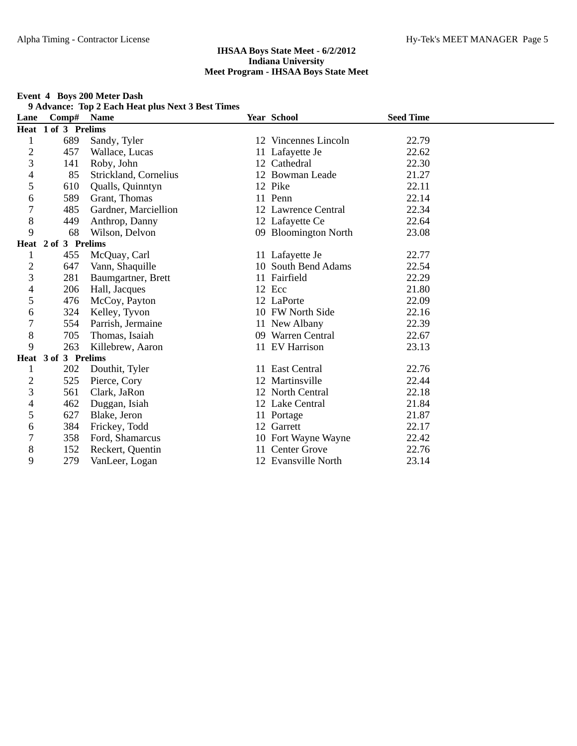**IHSAA Boys State Meet - 6/2/2012**
**Indiana University**
**Meet Program - IHSAA Boys State Meet**

**Event 4 Boys 200 Meter Dash**

**9 Advance: Top 2 Each Heat plus Next 3 Best Times**

| Lane | Comp# | Name | Year | School | Seed Time |
|---|---|---|---|---|---|
| **Heat 1 of 3 Prelims** | | | | | |
| 1 | 689 | Sandy, Tyler | 12 | Vincennes Lincoln | 22.79 |
| 2 | 457 | Wallace, Lucas | 11 | Lafayette Je | 22.62 |
| 3 | 141 | Roby, John | 12 | Cathedral | 22.30 |
| 4 | 85 | Strickland, Cornelius | 12 | Bowman Leade | 21.27 |
| 5 | 610 | Qualls, Quinntyn | 12 | Pike | 22.11 |
| 6 | 589 | Grant, Thomas | 11 | Penn | 22.14 |
| 7 | 485 | Gardner, Marciellion | 12 | Lawrence Central | 22.34 |
| 8 | 449 | Anthrop, Danny | 12 | Lafayette Ce | 22.64 |
| 9 | 68 | Wilson, Delvon | 09 | Bloomington North | 23.08 |
| **Heat 2 of 3 Prelims** | | | | | |
| 1 | 455 | McQuay, Carl | 11 | Lafayette Je | 22.77 |
| 2 | 647 | Vann, Shaquille | 10 | South Bend Adams | 22.54 |
| 3 | 281 | Baumgartner, Brett | 11 | Fairfield | 22.29 |
| 4 | 206 | Hall, Jacques | 12 | Ecc | 21.80 |
| 5 | 476 | McCoy, Payton | 12 | LaPorte | 22.09 |
| 6 | 324 | Kelley, Tyvon | 10 | FW North Side | 22.16 |
| 7 | 554 | Parrish, Jermaine | 11 | New Albany | 22.39 |
| 8 | 705 | Thomas, Isaiah | 09 | Warren Central | 22.67 |
| 9 | 263 | Killebrew, Aaron | 11 | EV Harrison | 23.13 |
| **Heat 3 of 3 Prelims** | | | | | |
| 1 | 202 | Douthit, Tyler | 11 | East Central | 22.76 |
| 2 | 525 | Pierce, Cory | 12 | Martinsville | 22.44 |
| 3 | 561 | Clark, JaRon | 12 | North Central | 22.18 |
| 4 | 462 | Duggan, Isiah | 12 | Lake Central | 21.84 |
| 5 | 627 | Blake, Jeron | 11 | Portage | 21.87 |
| 6 | 384 | Frickey, Todd | 12 | Garrett | 22.17 |
| 7 | 358 | Ford, Shamarcus | 10 | Fort Wayne Wayne | 22.42 |
| 8 | 152 | Reckert, Quentin | 11 | Center Grove | 22.76 |
| 9 | 279 | VanLeer, Logan | 12 | Evansville North | 23.14 |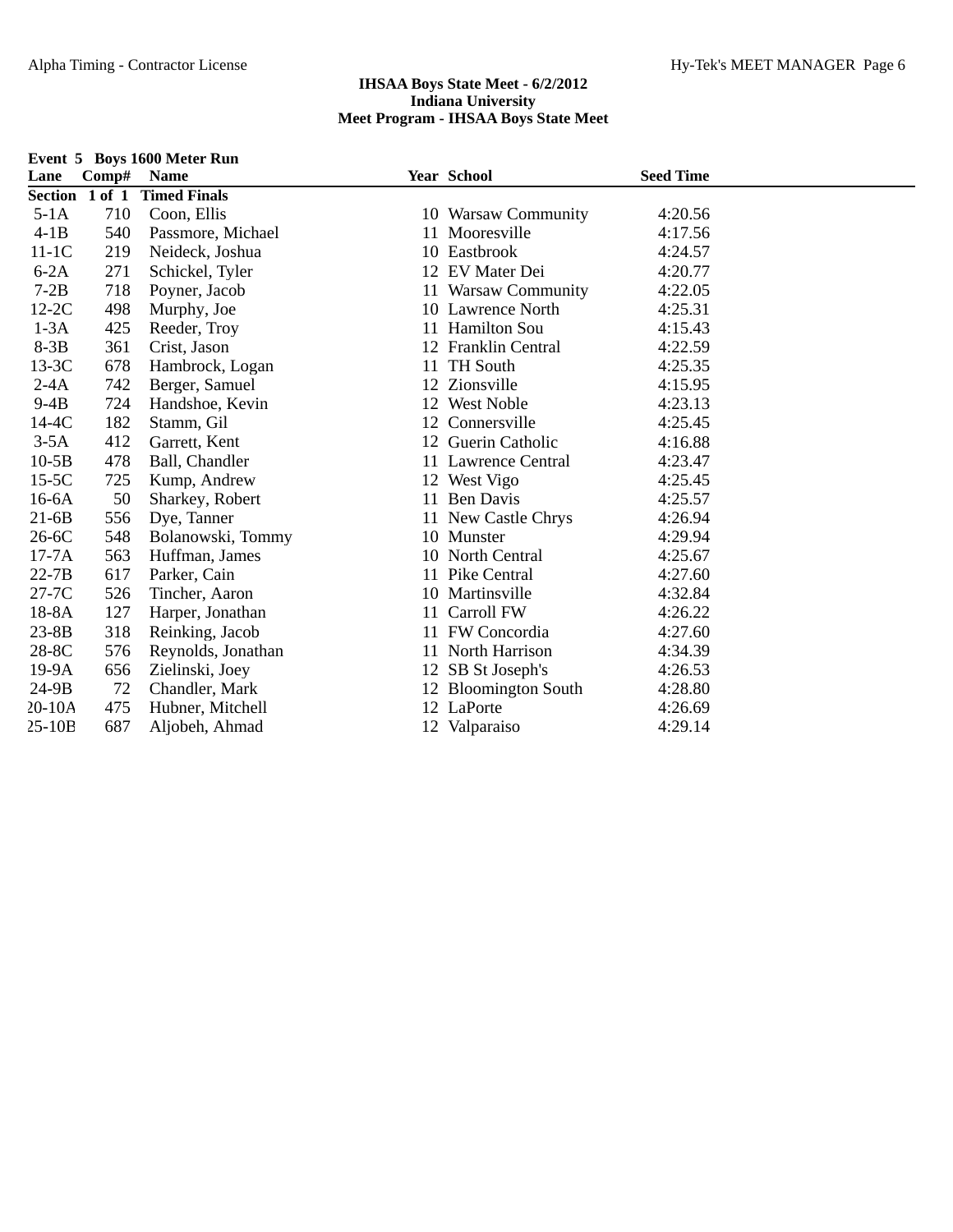**IHSAA Boys State Meet - 6/2/2012**
**Indiana University**
**Meet Program - IHSAA Boys State Meet**

**Event 5 Boys 1600 Meter Run**

| Lane | Comp# | Name | Year | School | Seed Time |
|---|---|---|---|---|---|
| **Section 1 of 1** | | **Timed Finals** | | | |
| 5-1A | 710 | Coon, Ellis | 10 | Warsaw Community | 4:20.56 |
| 4-1B | 540 | Passmore, Michael | 11 | Mooresville | 4:17.56 |
| 11-1C | 219 | Neideck, Joshua | 10 | Eastbrook | 4:24.57 |
| 6-2A | 271 | Schickel, Tyler | 12 | EV Mater Dei | 4:20.77 |
| 7-2B | 718 | Poyner, Jacob | 11 | Warsaw Community | 4:22.05 |
| 12-2C | 498 | Murphy, Joe | 10 | Lawrence North | 4:25.31 |
| 1-3A | 425 | Reeder, Troy | 11 | Hamilton Sou | 4:15.43 |
| 8-3B | 361 | Crist, Jason | 12 | Franklin Central | 4:22.59 |
| 13-3C | 678 | Hambrock, Logan | 11 | TH South | 4:25.35 |
| 2-4A | 742 | Berger, Samuel | 12 | Zionsville | 4:15.95 |
| 9-4B | 724 | Handshoe, Kevin | 12 | West Noble | 4:23.13 |
| 14-4C | 182 | Stamm, Gil | 12 | Connersville | 4:25.45 |
| 3-5A | 412 | Garrett, Kent | 12 | Guerin Catholic | 4:16.88 |
| 10-5B | 478 | Ball, Chandler | 11 | Lawrence Central | 4:23.47 |
| 15-5C | 725 | Kump, Andrew | 12 | West Vigo | 4:25.45 |
| 16-6A | 50 | Sharkey, Robert | 11 | Ben Davis | 4:25.57 |
| 21-6B | 556 | Dye, Tanner | 11 | New Castle Chrys | 4:26.94 |
| 26-6C | 548 | Bolanowski, Tommy | 10 | Munster | 4:29.94 |
| 17-7A | 563 | Huffman, James | 10 | North Central | 4:25.67 |
| 22-7B | 617 | Parker, Cain | 11 | Pike Central | 4:27.60 |
| 27-7C | 526 | Tincher, Aaron | 10 | Martinsville | 4:32.84 |
| 18-8A | 127 | Harper, Jonathan | 11 | Carroll FW | 4:26.22 |
| 23-8B | 318 | Reinking, Jacob | 11 | FW Concordia | 4:27.60 |
| 28-8C | 576 | Reynolds, Jonathan | 11 | North Harrison | 4:34.39 |
| 19-9A | 656 | Zielinski, Joey | 12 | SB St Joseph's | 4:26.53 |
| 24-9B | 72 | Chandler, Mark | 12 | Bloomington South | 4:28.80 |
| 20-10A | 475 | Hubner, Mitchell | 12 | LaPorte | 4:26.69 |
| 25-10B | 687 | Aljobeh, Ahmad | 12 | Valparaiso | 4:29.14 |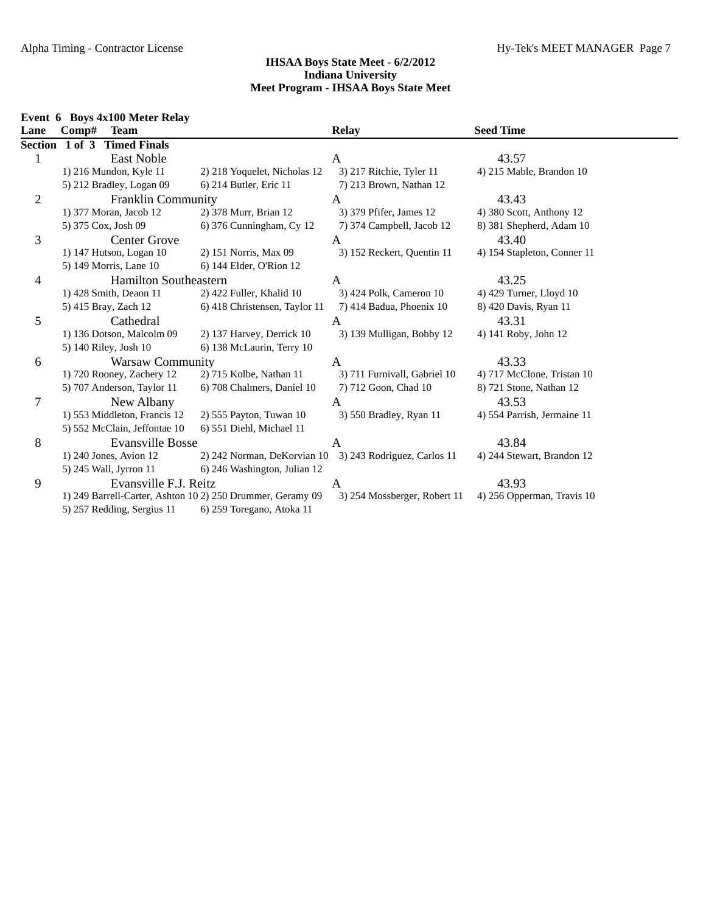**IHSAA Boys State Meet - 6/2/2012**
**Indiana University**
**Meet Program - IHSAA Boys State Meet**

**Event 6 Boys 4x100 Meter Relay**

| Lane | Comp# Team | | Relay | Seed Time |
|---|---|---|---|---|
| **Section 1 of 3 Timed Finals** | | | | |
| 1 | East Noble | | A | 43.57 |
| | 1) 216 Mundon, Kyle 11 | 2) 218 Yoquelet, Nicholas 12 | 3) 217 Ritchie, Tyler 11 | 4) 215 Mable, Brandon 10 |
| | 5) 212 Bradley, Logan 09 | 6) 214 Butler, Eric 11 | 7) 213 Brown, Nathan 12 | |
| 2 | Franklin Community | | A | 43.43 |
| | 1) 377 Moran, Jacob 12 | 2) 378 Murr, Brian 12 | 3) 379 Pfifer, James 12 | 4) 380 Scott, Anthony 12 |
| | 5) 375 Cox, Josh 09 | 6) 376 Cunningham, Cy 12 | 7) 374 Campbell, Jacob 12 | 8) 381 Shepherd, Adam 10 |
| 3 | Center Grove | | A | 43.40 |
| | 1) 147 Hutson, Logan 10 | 2) 151 Norris, Max 09 | 3) 152 Reckert, Quentin 11 | 4) 154 Stapleton, Conner 11 |
| | 5) 149 Morris, Lane 10 | 6) 144 Elder, O'Rion 12 | | |
| 4 | Hamilton Southeastern | | A | 43.25 |
| | 1) 428 Smith, Deaon 11 | 2) 422 Fuller, Khalid 10 | 3) 424 Polk, Cameron 10 | 4) 429 Turner, Lloyd 10 |
| | 5) 415 Bray, Zach 12 | 6) 418 Christensen, Taylor 11 | 7) 414 Badua, Phoenix 10 | 8) 420 Davis, Ryan 11 |
| 5 | Cathedral | | A | 43.31 |
| | 1) 136 Dotson, Malcolm 09 | 2) 137 Harvey, Derrick 10 | 3) 139 Mulligan, Bobby 12 | 4) 141 Roby, John 12 |
| | 5) 140 Riley, Josh 10 | 6) 138 McLaurin, Terry 10 | | |
| 6 | Warsaw Community | | A | 43.33 |
| | 1) 720 Rooney, Zachery 12 | 2) 715 Kolbe, Nathan 11 | 3) 711 Furnivall, Gabriel 10 | 4) 717 McClone, Tristan 10 |
| | 5) 707 Anderson, Taylor 11 | 6) 708 Chalmers, Daniel 10 | 7) 712 Goon, Chad 10 | 8) 721 Stone, Nathan 12 |
| 7 | New Albany | | A | 43.53 |
| | 1) 553 Middleton, Francis 12 | 2) 555 Payton, Tuwan 10 | 3) 550 Bradley, Ryan 11 | 4) 554 Parrish, Jermaine 11 |
| | 5) 552 McClain, Jeffontae 10 | 6) 551 Diehl, Michael 11 | | |
| 8 | Evansville Bosse | | A | 43.84 |
| | 1) 240 Jones, Avion 12 | 2) 242 Norman, DeKorvian 10 | 3) 243 Rodriguez, Carlos 11 | 4) 244 Stewart, Brandon 12 |
| | 5) 245 Wall, Jyrron 11 | 6) 246 Washington, Julian 12 | | |
| 9 | Evansville F.J. Reitz | | A | 43.93 |
| | 1) 249 Barrell-Carter, Ashton 10 | 2) 250 Drummer, Geramy 09 | 3) 254 Mossberger, Robert 11 | 4) 256 Opperman, Travis 10 |
| | 5) 257 Redding, Sergius 11 | 6) 259 Toregano, Atoka 11 | | |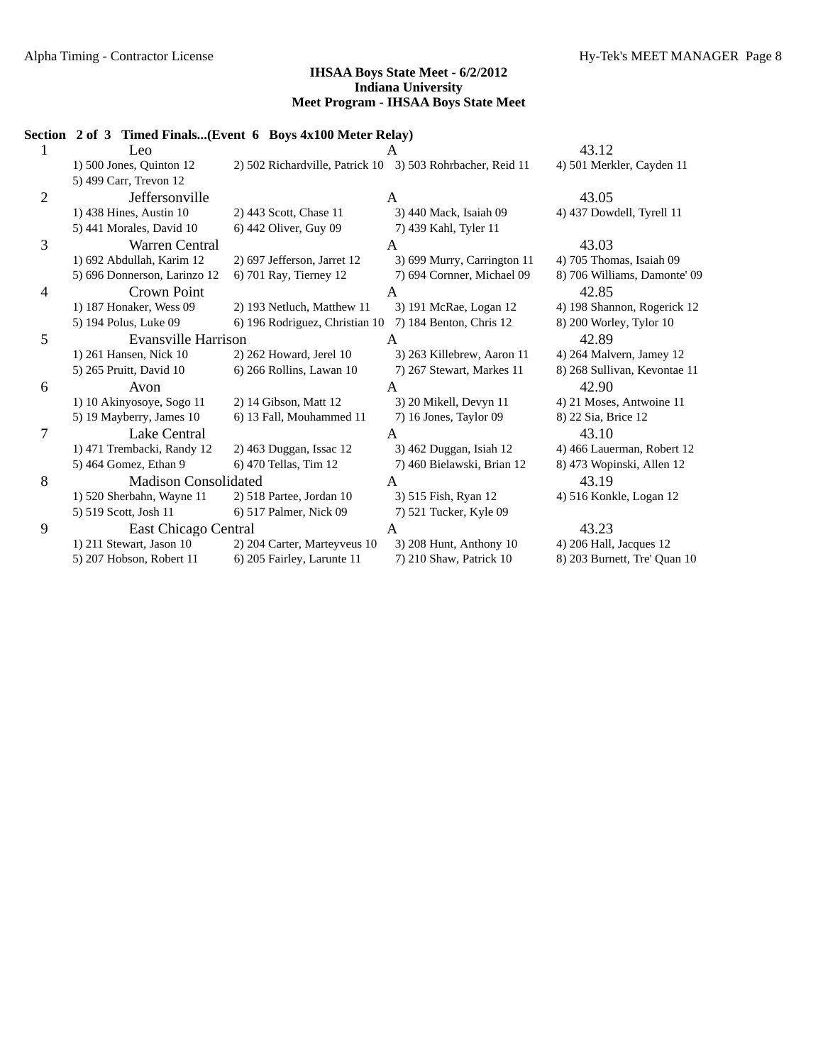**IHSAA Boys State Meet - 6/2/2012**
**Indiana University**
**Meet Program - IHSAA Boys State Meet**

**Section 2 of 3 Timed Finals...(Event 6 Boys 4x100 Meter Relay)**

| Lane | Team | Relay | Seed Time |
|---|---|---|---|
| 1 | Leo | A | 43.12 |
| | 1) 500 Jones, Quinton 12 | 2) 502 Richardville, Patrick 10 | 3) 503 Rohrbacher, Reid 11 | 4) 501 Merkler, Cayden 11 |
| | 5) 499 Carr, Trevon 12 | | | |
| 2 | Jeffersonville | A | 43.05 |
| | 1) 438 Hines, Austin 10 | 2) 443 Scott, Chase 11 | 3) 440 Mack, Isaiah 09 | 4) 437 Dowdell, Tyrell 11 |
| | 5) 441 Morales, David 10 | 6) 442 Oliver, Guy 09 | 7) 439 Kahl, Tyler 11 | |
| 3 | Warren Central | A | 43.03 |
| | 1) 692 Abdullah, Karim 12 | 2) 697 Jefferson, Jarret 12 | 3) 699 Murry, Carrington 11 | 4) 705 Thomas, Isaiah 09 |
| | 5) 696 Donnerson, Larinzo 12 | 6) 701 Ray, Tierney 12 | 7) 694 Cornner, Michael 09 | 8) 706 Williams, Damonte' 09 |
| 4 | Crown Point | A | 42.85 |
| | 1) 187 Honaker, Wess 09 | 2) 193 Netluch, Matthew 11 | 3) 191 McRae, Logan 12 | 4) 198 Shannon, Rogerick 12 |
| | 5) 194 Polus, Luke 09 | 6) 196 Rodriguez, Christian 10 | 7) 184 Benton, Chris 12 | 8) 200 Worley, Tylor 10 |
| 5 | Evansville Harrison | A | 42.89 |
| | 1) 261 Hansen, Nick 10 | 2) 262 Howard, Jerel 10 | 3) 263 Killebrew, Aaron 11 | 4) 264 Malvern, Jamey 12 |
| | 5) 265 Pruitt, David 10 | 6) 266 Rollins, Lawan 10 | 7) 267 Stewart, Markes 11 | 8) 268 Sullivan, Kevontae 11 |
| 6 | Avon | A | 42.90 |
| | 1) 10 Akinyosoye, Sogo 11 | 2) 14 Gibson, Matt 12 | 3) 20 Mikell, Devyn 11 | 4) 21 Moses, Antwoine 11 |
| | 5) 19 Mayberry, James 10 | 6) 13 Fall, Mouhammed 11 | 7) 16 Jones, Taylor 09 | 8) 22 Sia, Brice 12 |
| 7 | Lake Central | A | 43.10 |
| | 1) 471 Trembacki, Randy 12 | 2) 463 Duggan, Issac 12 | 3) 462 Duggan, Isiah 12 | 4) 466 Lauerman, Robert 12 |
| | 5) 464 Gomez, Ethan 9 | 6) 470 Tellas, Tim 12 | 7) 460 Bielawski, Brian 12 | 8) 473 Wopinski, Allen 12 |
| 8 | Madison Consolidated | A | 43.19 |
| | 1) 520 Sherbahn, Wayne 11 | 2) 518 Partee, Jordan 10 | 3) 515 Fish, Ryan 12 | 4) 516 Konkle, Logan 12 |
| | 5) 519 Scott, Josh 11 | 6) 517 Palmer, Nick 09 | 7) 521 Tucker, Kyle 09 | |
| 9 | East Chicago Central | A | 43.23 |
| | 1) 211 Stewart, Jason 10 | 2) 204 Carter, Marteyveus 10 | 3) 208 Hunt, Anthony 10 | 4) 206 Hall, Jacques 12 |
| | 5) 207 Hobson, Robert 11 | 6) 205 Fairley, Larunte 11 | 7) 210 Shaw, Patrick 10 | 8) 203 Burnett, Tre' Quan 10 |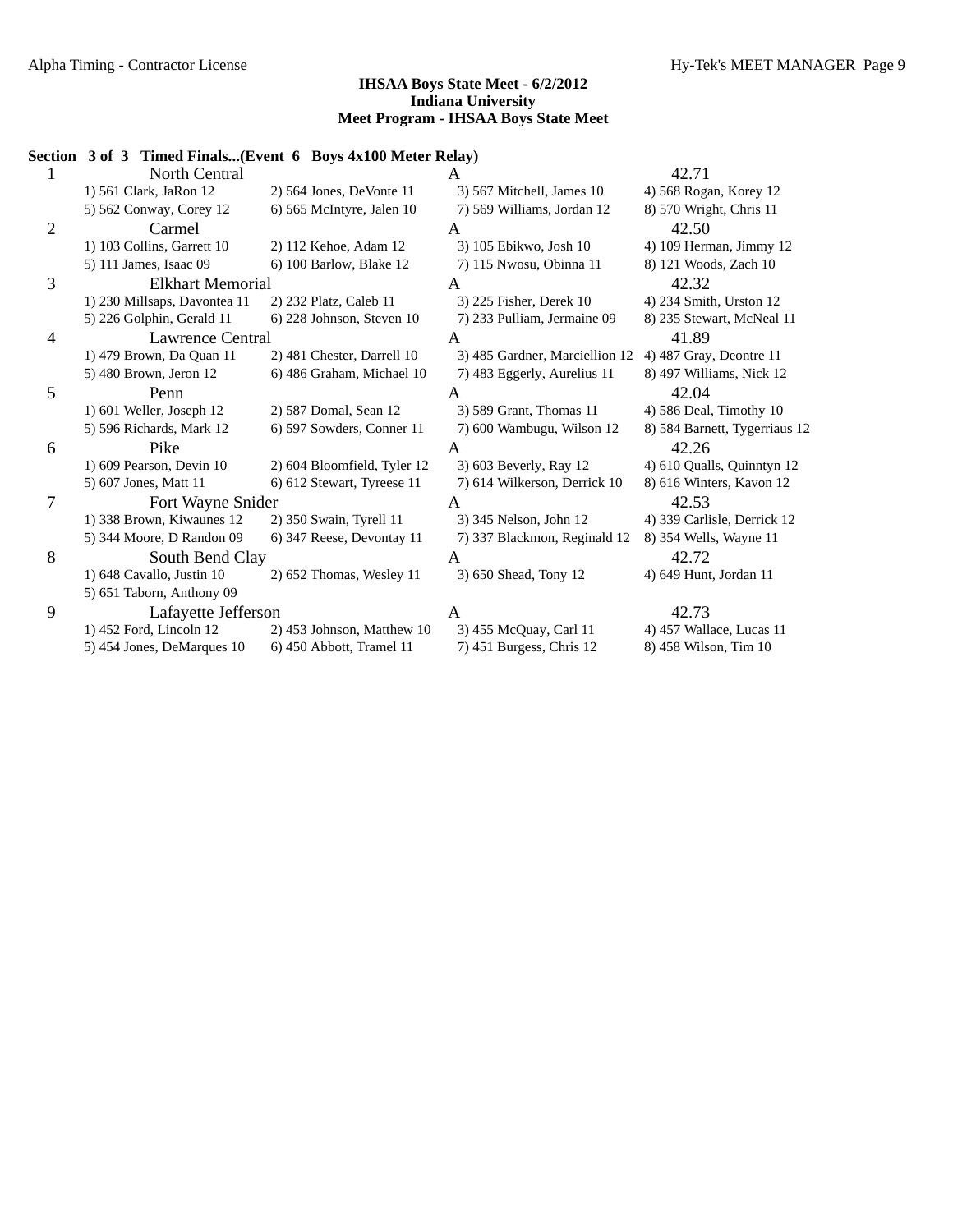**IHSAA Boys State Meet - 6/2/2012**
**Indiana University**
**Meet Program - IHSAA Boys State Meet**

**Section 3 of 3 Timed Finals...(Event 6 Boys 4x100 Meter Relay)**

| Lane | Team | Relay | Seed Time |
|---|---|---|---|
| 1 | North Central | A | 42.71 |
| | 1) 561 Clark, JaRon 12 · 2) 564 Jones, DeVonte 11 · 3) 567 Mitchell, James 10 · 4) 568 Rogan, Korey 12 · 5) 562 Conway, Corey 12 · 6) 565 McIntyre, Jalen 10 · 7) 569 Williams, Jordan 12 · 8) 570 Wright, Chris 11 | | |
| 2 | Carmel | A | 42.50 |
| | 1) 103 Collins, Garrett 10 · 2) 112 Kehoe, Adam 12 · 3) 105 Ebikwo, Josh 10 · 4) 109 Herman, Jimmy 12 · 5) 111 James, Isaac 09 · 6) 100 Barlow, Blake 12 · 7) 115 Nwosu, Obinna 11 · 8) 121 Woods, Zach 10 | | |
| 3 | Elkhart Memorial | A | 42.32 |
| | 1) 230 Millsaps, Davontea 11 · 2) 232 Platz, Caleb 11 · 3) 225 Fisher, Derek 10 · 4) 234 Smith, Urston 12 · 5) 226 Golphin, Gerald 11 · 6) 228 Johnson, Steven 10 · 7) 233 Pulliam, Jermaine 09 · 8) 235 Stewart, McNeal 11 | | |
| 4 | Lawrence Central | A | 41.89 |
| | 1) 479 Brown, Da Quan 11 · 2) 481 Chester, Darrell 10 · 3) 485 Gardner, Marciellion 12 · 4) 487 Gray, Deontre 11 · 5) 480 Brown, Jeron 12 · 6) 486 Graham, Michael 10 · 7) 483 Eggerly, Aurelius 11 · 8) 497 Williams, Nick 12 | | |
| 5 | Penn | A | 42.04 |
| | 1) 601 Weller, Joseph 12 · 2) 587 Domal, Sean 12 · 3) 589 Grant, Thomas 11 · 4) 586 Deal, Timothy 10 · 5) 596 Richards, Mark 12 · 6) 597 Sowders, Conner 11 · 7) 600 Wambugu, Wilson 12 · 8) 584 Barnett, Tygerriaus 12 | | |
| 6 | Pike | A | 42.26 |
| | 1) 609 Pearson, Devin 10 · 2) 604 Bloomfield, Tyler 12 · 3) 603 Beverly, Ray 12 · 4) 610 Qualls, Quinntyn 12 · 5) 607 Jones, Matt 11 · 6) 612 Stewart, Tyreese 11 · 7) 614 Wilkerson, Derrick 10 · 8) 616 Winters, Kavon 12 | | |
| 7 | Fort Wayne Snider | A | 42.53 |
| | 1) 338 Brown, Kiwaunes 12 · 2) 350 Swain, Tyrell 11 · 3) 345 Nelson, John 12 · 4) 339 Carlisle, Derrick 12 · 5) 344 Moore, D Randon 09 · 6) 347 Reese, Devontay 11 · 7) 337 Blackmon, Reginald 12 · 8) 354 Wells, Wayne 11 | | |
| 8 | South Bend Clay | A | 42.72 |
| | 1) 648 Cavallo, Justin 10 · 2) 652 Thomas, Wesley 11 · 3) 650 Shead, Tony 12 · 4) 649 Hunt, Jordan 11 · 5) 651 Taborn, Anthony 09 | | |
| 9 | Lafayette Jefferson | A | 42.73 |
| | 1) 452 Ford, Lincoln 12 · 2) 453 Johnson, Matthew 10 · 3) 455 McQuay, Carl 11 · 4) 457 Wallace, Lucas 11 · 5) 454 Jones, DeMarques 10 · 6) 450 Abbott, Tramel 11 · 7) 451 Burgess, Chris 12 · 8) 458 Wilson, Tim 10 | | |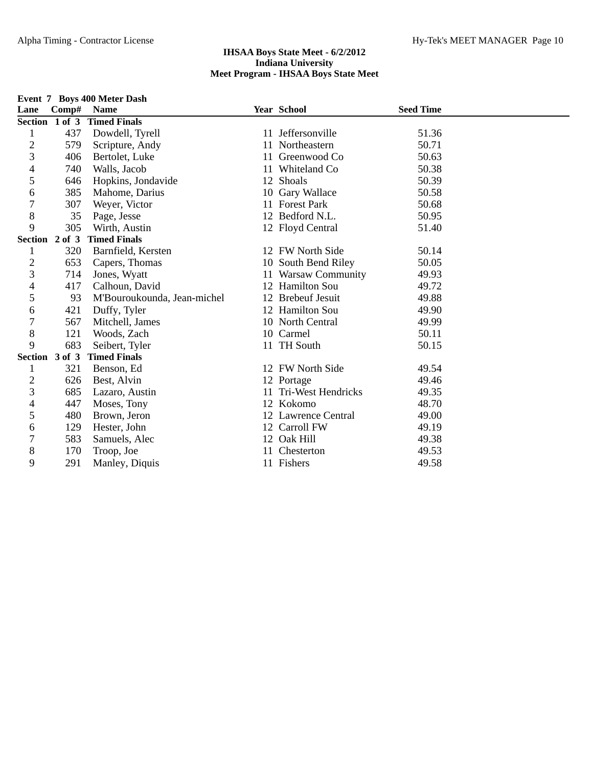**IHSAA Boys State Meet - 6/2/2012**
**Indiana University**
**Meet Program - IHSAA Boys State Meet**

**Event 7 Boys 400 Meter Dash**

| Lane | Comp# | Name | Year | School | Seed Time |
|---|---|---|---|---|---|
| **Section 1 of 3** | | **Timed Finals** | | | |
| 1 | 437 | Dowdell, Tyrell | 11 | Jeffersonville | 51.36 |
| 2 | 579 | Scripture, Andy | 11 | Northeastern | 50.71 |
| 3 | 406 | Bertolet, Luke | 11 | Greenwood Co | 50.63 |
| 4 | 740 | Walls, Jacob | 11 | Whiteland Co | 50.38 |
| 5 | 646 | Hopkins, Jondavide | 12 | Shoals | 50.39 |
| 6 | 385 | Mahome, Darius | 10 | Gary Wallace | 50.58 |
| 7 | 307 | Weyer, Victor | 11 | Forest Park | 50.68 |
| 8 | 35 | Page, Jesse | 12 | Bedford N.L. | 50.95 |
| 9 | 305 | Wirth, Austin | 12 | Floyd Central | 51.40 |
| **Section 2 of 3** | | **Timed Finals** | | | |
| 1 | 320 | Barnfield, Kersten | 12 | FW North Side | 50.14 |
| 2 | 653 | Capers, Thomas | 10 | South Bend Riley | 50.05 |
| 3 | 714 | Jones, Wyatt | 11 | Warsaw Community | 49.93 |
| 4 | 417 | Calhoun, David | 12 | Hamilton Sou | 49.72 |
| 5 | 93 | M'Bouroukounda, Jean-michel | 12 | Brebeuf Jesuit | 49.88 |
| 6 | 421 | Duffy, Tyler | 12 | Hamilton Sou | 49.90 |
| 7 | 567 | Mitchell, James | 10 | North Central | 49.99 |
| 8 | 121 | Woods, Zach | 10 | Carmel | 50.11 |
| 9 | 683 | Seibert, Tyler | 11 | TH South | 50.15 |
| **Section 3 of 3** | | **Timed Finals** | | | |
| 1 | 321 | Benson, Ed | 12 | FW North Side | 49.54 |
| 2 | 626 | Best, Alvin | 12 | Portage | 49.46 |
| 3 | 685 | Lazaro, Austin | 11 | Tri-West Hendricks | 49.35 |
| 4 | 447 | Moses, Tony | 12 | Kokomo | 48.70 |
| 5 | 480 | Brown, Jeron | 12 | Lawrence Central | 49.00 |
| 6 | 129 | Hester, John | 12 | Carroll FW | 49.19 |
| 7 | 583 | Samuels, Alec | 12 | Oak Hill | 49.38 |
| 8 | 170 | Troop, Joe | 11 | Chesterton | 49.53 |
| 9 | 291 | Manley, Diquis | 11 | Fishers | 49.58 |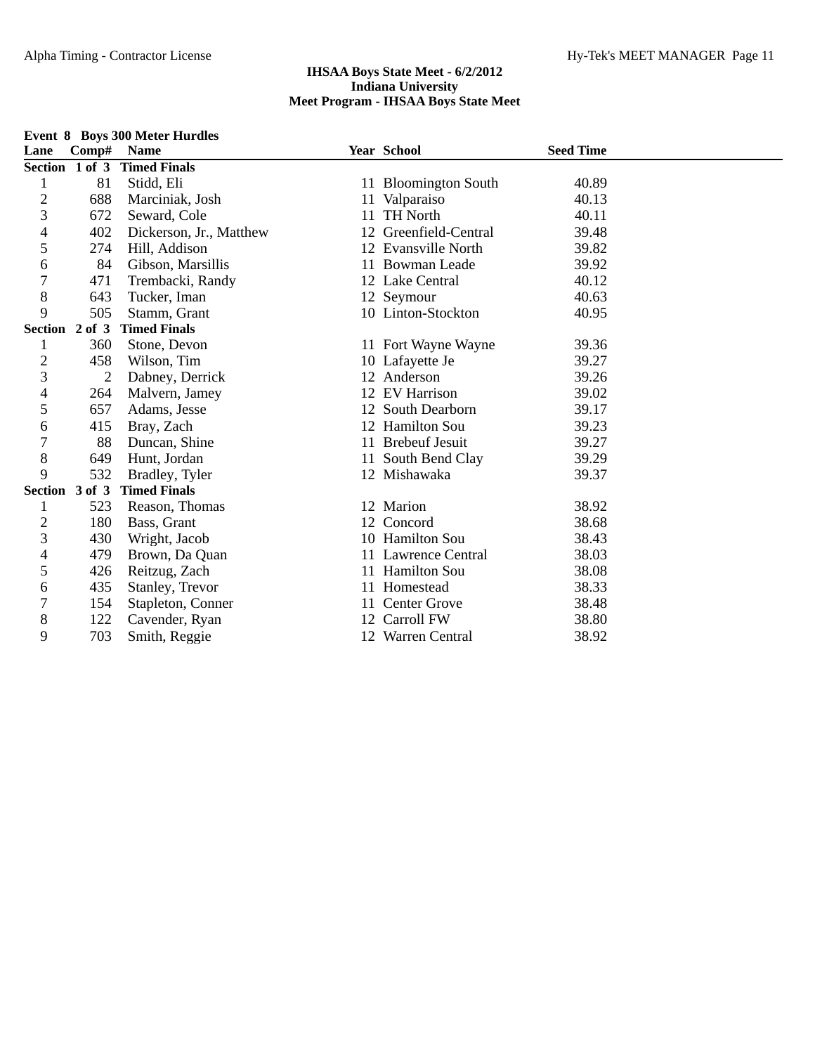**IHSAA Boys State Meet - 6/2/2012**
**Indiana University**
**Meet Program - IHSAA Boys State Meet**

**Event 8 Boys 300 Meter Hurdles**

| Lane | Comp# | Name | Year | School | Seed Time |
|---|---|---|---|---|---|
| **Section 1 of 3 Timed Finals** | | | | | |
| 1 | 81 | Stidd, Eli | 11 | Bloomington South | 40.89 |
| 2 | 688 | Marciniak, Josh | 11 | Valparaiso | 40.13 |
| 3 | 672 | Seward, Cole | 11 | TH North | 40.11 |
| 4 | 402 | Dickerson, Jr., Matthew | 12 | Greenfield-Central | 39.48 |
| 5 | 274 | Hill, Addison | 12 | Evansville North | 39.82 |
| 6 | 84 | Gibson, Marsillis | 11 | Bowman Leade | 39.92 |
| 7 | 471 | Trembacki, Randy | 12 | Lake Central | 40.12 |
| 8 | 643 | Tucker, Iman | 12 | Seymour | 40.63 |
| 9 | 505 | Stamm, Grant | 10 | Linton-Stockton | 40.95 |
| **Section 2 of 3 Timed Finals** | | | | | |
| 1 | 360 | Stone, Devon | 11 | Fort Wayne Wayne | 39.36 |
| 2 | 458 | Wilson, Tim | 10 | Lafayette Je | 39.27 |
| 3 | 2 | Dabney, Derrick | 12 | Anderson | 39.26 |
| 4 | 264 | Malvern, Jamey | 12 | EV Harrison | 39.02 |
| 5 | 657 | Adams, Jesse | 12 | South Dearborn | 39.17 |
| 6 | 415 | Bray, Zach | 12 | Hamilton Sou | 39.23 |
| 7 | 88 | Duncan, Shine | 11 | Brebeuf Jesuit | 39.27 |
| 8 | 649 | Hunt, Jordan | 11 | South Bend Clay | 39.29 |
| 9 | 532 | Bradley, Tyler | 12 | Mishawaka | 39.37 |
| **Section 3 of 3 Timed Finals** | | | | | |
| 1 | 523 | Reason, Thomas | 12 | Marion | 38.92 |
| 2 | 180 | Bass, Grant | 12 | Concord | 38.68 |
| 3 | 430 | Wright, Jacob | 10 | Hamilton Sou | 38.43 |
| 4 | 479 | Brown, Da Quan | 11 | Lawrence Central | 38.03 |
| 5 | 426 | Reitzug, Zach | 11 | Hamilton Sou | 38.08 |
| 6 | 435 | Stanley, Trevor | 11 | Homestead | 38.33 |
| 7 | 154 | Stapleton, Conner | 11 | Center Grove | 38.48 |
| 8 | 122 | Cavender, Ryan | 12 | Carroll FW | 38.80 |
| 9 | 703 | Smith, Reggie | 12 | Warren Central | 38.92 |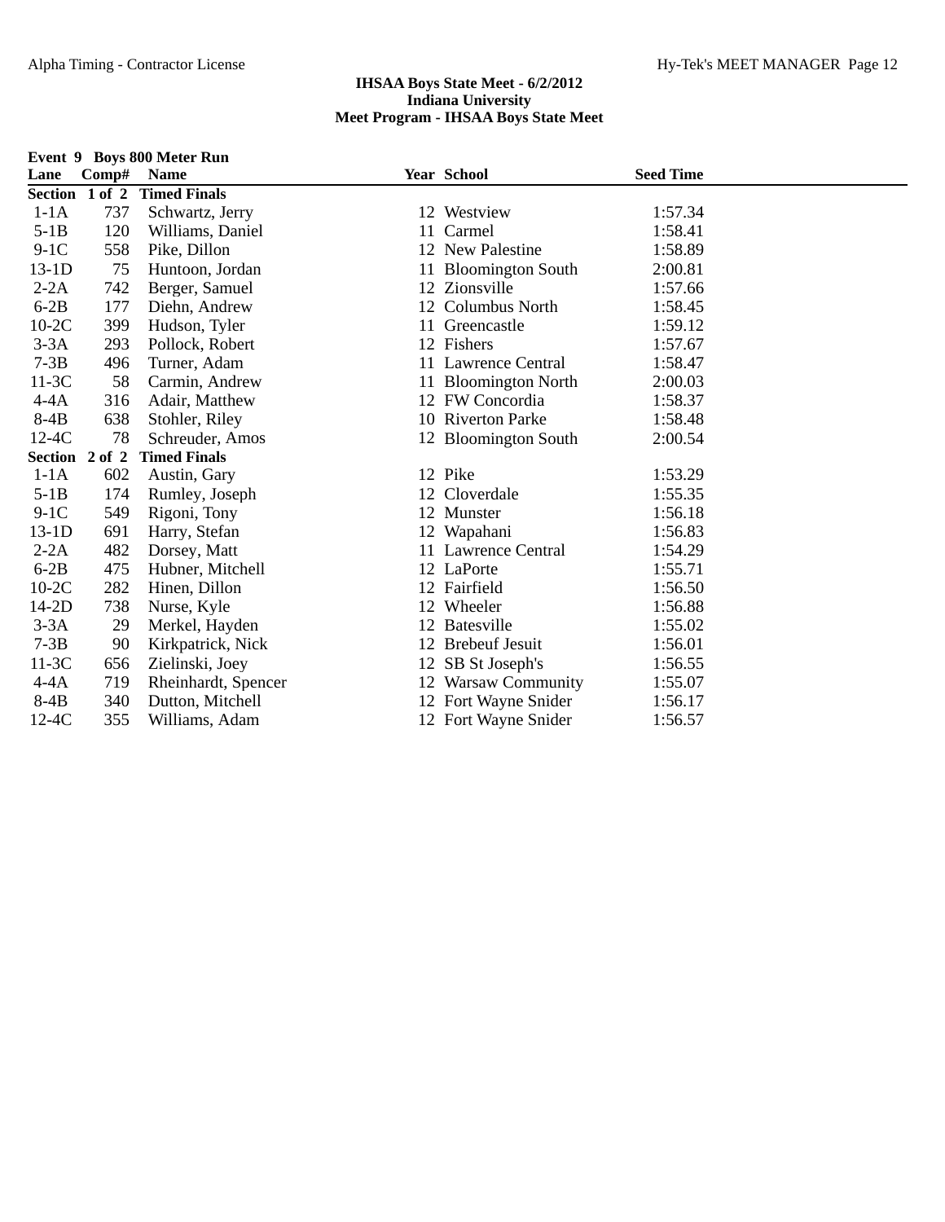**IHSAA Boys State Meet - 6/2/2012**
**Indiana University**
**Meet Program - IHSAA Boys State Meet**

**Event 9 Boys 800 Meter Run**

| Lane | Comp# | Name | Year | School | Seed Time |
|---|---|---|---|---|---|
| **Section 1 of 2 Timed Finals** | | | | | |
| 1-1A | 737 | Schwartz, Jerry | 12 | Westview | 1:57.34 |
| 5-1B | 120 | Williams, Daniel | 11 | Carmel | 1:58.41 |
| 9-1C | 558 | Pike, Dillon | 12 | New Palestine | 1:58.89 |
| 13-1D | 75 | Huntoon, Jordan | 11 | Bloomington South | 2:00.81 |
| 2-2A | 742 | Berger, Samuel | 12 | Zionsville | 1:57.66 |
| 6-2B | 177 | Diehn, Andrew | 12 | Columbus North | 1:58.45 |
| 10-2C | 399 | Hudson, Tyler | 11 | Greencastle | 1:59.12 |
| 3-3A | 293 | Pollock, Robert | 12 | Fishers | 1:57.67 |
| 7-3B | 496 | Turner, Adam | 11 | Lawrence Central | 1:58.47 |
| 11-3C | 58 | Carmin, Andrew | 11 | Bloomington North | 2:00.03 |
| 4-4A | 316 | Adair, Matthew | 12 | FW Concordia | 1:58.37 |
| 8-4B | 638 | Stohler, Riley | 10 | Riverton Parke | 1:58.48 |
| 12-4C | 78 | Schreuder, Amos | 12 | Bloomington South | 2:00.54 |
| **Section 2 of 2 Timed Finals** | | | | | |
| 1-1A | 602 | Austin, Gary | 12 | Pike | 1:53.29 |
| 5-1B | 174 | Rumley, Joseph | 12 | Cloverdale | 1:55.35 |
| 9-1C | 549 | Rigoni, Tony | 12 | Munster | 1:56.18 |
| 13-1D | 691 | Harry, Stefan | 12 | Wapahani | 1:56.83 |
| 2-2A | 482 | Dorsey, Matt | 11 | Lawrence Central | 1:54.29 |
| 6-2B | 475 | Hubner, Mitchell | 12 | LaPorte | 1:55.71 |
| 10-2C | 282 | Hinen, Dillon | 12 | Fairfield | 1:56.50 |
| 14-2D | 738 | Nurse, Kyle | 12 | Wheeler | 1:56.88 |
| 3-3A | 29 | Merkel, Hayden | 12 | Batesville | 1:55.02 |
| 7-3B | 90 | Kirkpatrick, Nick | 12 | Brebeuf Jesuit | 1:56.01 |
| 11-3C | 656 | Zielinski, Joey | 12 | SB St Joseph's | 1:56.55 |
| 4-4A | 719 | Rheinhardt, Spencer | 12 | Warsaw Community | 1:55.07 |
| 8-4B | 340 | Dutton, Mitchell | 12 | Fort Wayne Snider | 1:56.17 |
| 12-4C | 355 | Williams, Adam | 12 | Fort Wayne Snider | 1:56.57 |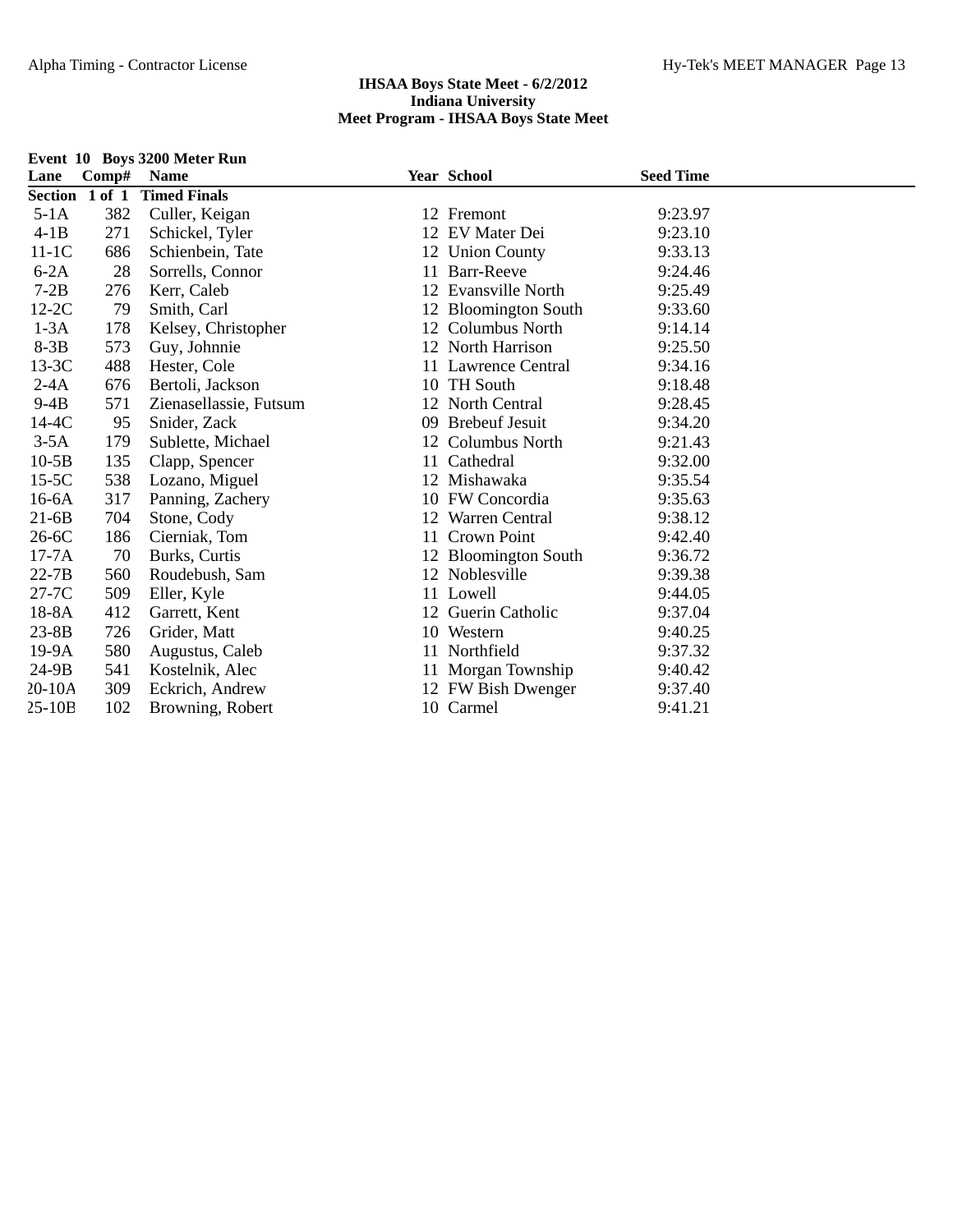**IHSAA Boys State Meet - 6/2/2012**
**Indiana University**
**Meet Program - IHSAA Boys State Meet**

**Event 10 Boys 3200 Meter Run**

| Lane | Comp# | Name | Year | School | Seed Time |
|---|---|---|---|---|---|
| **Section 1 of 1** | | **Timed Finals** | | | |
| 5-1A | 382 | Culler, Keigan | 12 | Fremont | 9:23.97 |
| 4-1B | 271 | Schickel, Tyler | 12 | EV Mater Dei | 9:23.10 |
| 11-1C | 686 | Schienbein, Tate | 12 | Union County | 9:33.13 |
| 6-2A | 28 | Sorrells, Connor | 11 | Barr-Reeve | 9:24.46 |
| 7-2B | 276 | Kerr, Caleb | 12 | Evansville North | 9:25.49 |
| 12-2C | 79 | Smith, Carl | 12 | Bloomington South | 9:33.60 |
| 1-3A | 178 | Kelsey, Christopher | 12 | Columbus North | 9:14.14 |
| 8-3B | 573 | Guy, Johnnie | 12 | North Harrison | 9:25.50 |
| 13-3C | 488 | Hester, Cole | 11 | Lawrence Central | 9:34.16 |
| 2-4A | 676 | Bertoli, Jackson | 10 | TH South | 9:18.48 |
| 9-4B | 571 | Zienasellassie, Futsum | 12 | North Central | 9:28.45 |
| 14-4C | 95 | Snider, Zack | 09 | Brebeuf Jesuit | 9:34.20 |
| 3-5A | 179 | Sublette, Michael | 12 | Columbus North | 9:21.43 |
| 10-5B | 135 | Clapp, Spencer | 11 | Cathedral | 9:32.00 |
| 15-5C | 538 | Lozano, Miguel | 12 | Mishawaka | 9:35.54 |
| 16-6A | 317 | Panning, Zachery | 10 | FW Concordia | 9:35.63 |
| 21-6B | 704 | Stone, Cody | 12 | Warren Central | 9:38.12 |
| 26-6C | 186 | Cierniak, Tom | 11 | Crown Point | 9:42.40 |
| 17-7A | 70 | Burks, Curtis | 12 | Bloomington South | 9:36.72 |
| 22-7B | 560 | Roudebush, Sam | 12 | Noblesville | 9:39.38 |
| 27-7C | 509 | Eller, Kyle | 11 | Lowell | 9:44.05 |
| 18-8A | 412 | Garrett, Kent | 12 | Guerin Catholic | 9:37.04 |
| 23-8B | 726 | Grider, Matt | 10 | Western | 9:40.25 |
| 19-9A | 580 | Augustus, Caleb | 11 | Northfield | 9:37.32 |
| 24-9B | 541 | Kostelnik, Alec | 11 | Morgan Township | 9:40.42 |
| 20-10A | 309 | Eckrich, Andrew | 12 | FW Bish Dwenger | 9:37.40 |
| 25-10B | 102 | Browning, Robert | 10 | Carmel | 9:41.21 |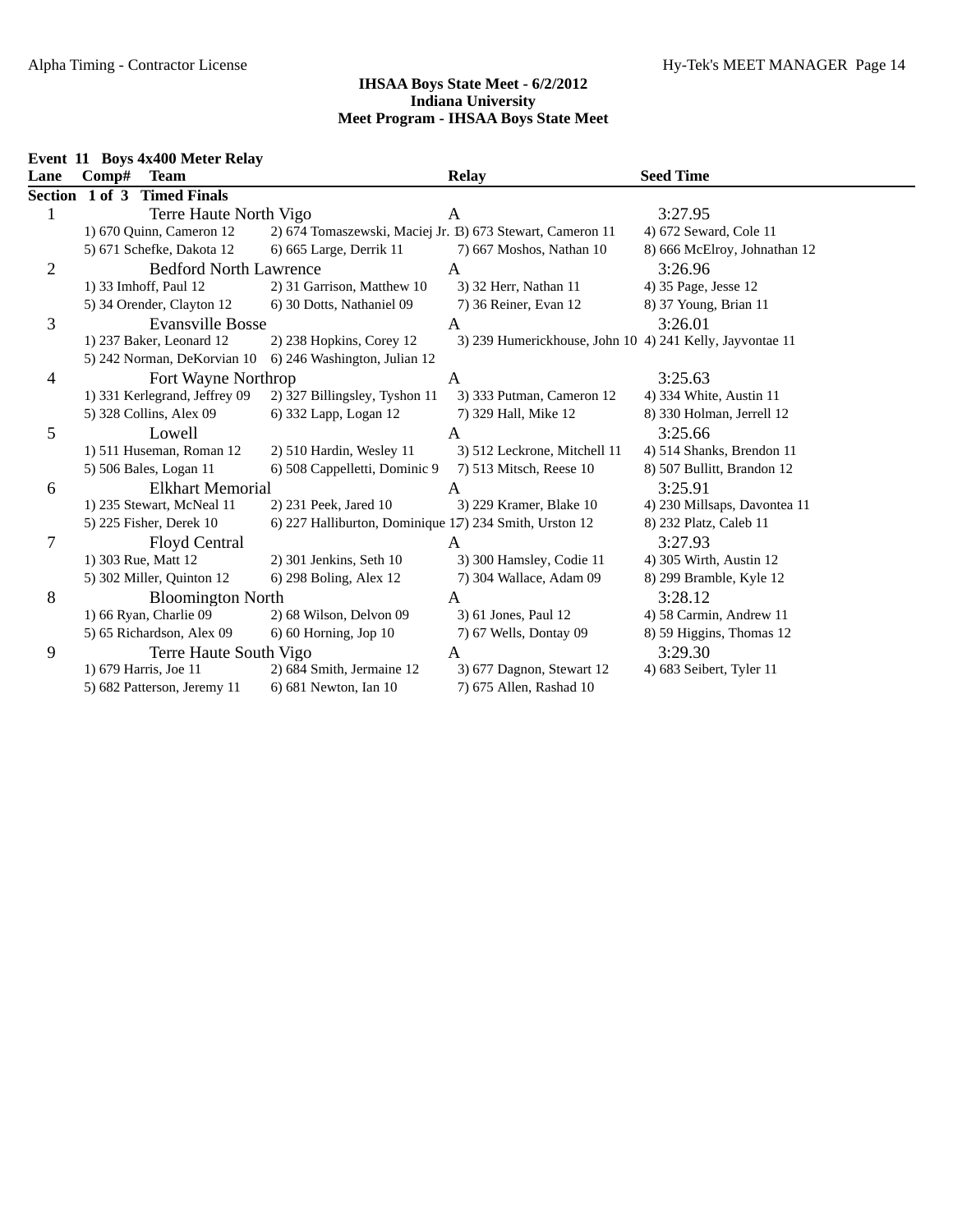**IHSAA Boys State Meet - 6/2/2012**
**Indiana University**
**Meet Program - IHSAA Boys State Meet**

**Event 11 Boys 4x400 Meter Relay**

| Lane | Comp# Team | | Relay | Seed Time |
|---|---|---|---|---|
| **Section 1 of 3 Timed Finals** | | | | |
| 1 | Terre Haute North Vigo | | A | 3:27.95 |
| | 1) 670 Quinn, Cameron 12 | 2) 674 Tomaszewski, Maciej Jr. 13) 673 Stewart, Cameron 11 | | 4) 672 Seward, Cole 11 |
| | 5) 671 Schefke, Dakota 12 | 6) 665 Large, Derrik 11 | 7) 667 Moshos, Nathan 10 | 8) 666 McElroy, Johnathan 12 |
| 2 | Bedford North Lawrence | | A | 3:26.96 |
| | 1) 33 Imhoff, Paul 12 | 2) 31 Garrison, Matthew 10 | 3) 32 Herr, Nathan 11 | 4) 35 Page, Jesse 12 |
| | 5) 34 Orender, Clayton 12 | 6) 30 Dotts, Nathaniel 09 | 7) 36 Reiner, Evan 12 | 8) 37 Young, Brian 11 |
| 3 | Evansville Bosse | | A | 3:26.01 |
| | 1) 237 Baker, Leonard 12 | 2) 238 Hopkins, Corey 12 | 3) 239 Humerickhouse, John 10 | 4) 241 Kelly, Jayvontae 11 |
| | 5) 242 Norman, DeKorvian 10 | 6) 246 Washington, Julian 12 | | |
| 4 | Fort Wayne Northrop | | A | 3:25.63 |
| | 1) 331 Kerlegrand, Jeffrey 09 | 2) 327 Billingsley, Tyshon 11 | 3) 333 Putman, Cameron 12 | 4) 334 White, Austin 11 |
| | 5) 328 Collins, Alex 09 | 6) 332 Lapp, Logan 12 | 7) 329 Hall, Mike 12 | 8) 330 Holman, Jerrell 12 |
| 5 | Lowell | | A | 3:25.66 |
| | 1) 511 Huseman, Roman 12 | 2) 510 Hardin, Wesley 11 | 3) 512 Leckrone, Mitchell 11 | 4) 514 Shanks, Brendon 11 |
| | 5) 506 Bales, Logan 11 | 6) 508 Cappelletti, Dominic 9 | 7) 513 Mitsch, Reese 10 | 8) 507 Bullitt, Brandon 12 |
| 6 | Elkhart Memorial | | A | 3:25.91 |
| | 1) 235 Stewart, McNeal 11 | 2) 231 Peek, Jared 10 | 3) 229 Kramer, Blake 10 | 4) 230 Millsaps, Davontea 11 |
| | 5) 225 Fisher, Derek 10 | 6) 227 Halliburton, Dominique 17) 234 Smith, Urston 12 | | 8) 232 Platz, Caleb 11 |
| 7 | Floyd Central | | A | 3:27.93 |
| | 1) 303 Rue, Matt 12 | 2) 301 Jenkins, Seth 10 | 3) 300 Hamsley, Codie 11 | 4) 305 Wirth, Austin 12 |
| | 5) 302 Miller, Quinton 12 | 6) 298 Boling, Alex 12 | 7) 304 Wallace, Adam 09 | 8) 299 Bramble, Kyle 12 |
| 8 | Bloomington North | | A | 3:28.12 |
| | 1) 66 Ryan, Charlie 09 | 2) 68 Wilson, Delvon 09 | 3) 61 Jones, Paul 12 | 4) 58 Carmin, Andrew 11 |
| | 5) 65 Richardson, Alex 09 | 6) 60 Horning, Jop 10 | 7) 67 Wells, Dontay 09 | 8) 59 Higgins, Thomas 12 |
| 9 | Terre Haute South Vigo | | A | 3:29.30 |
| | 1) 679 Harris, Joe 11 | 2) 684 Smith, Jermaine 12 | 3) 677 Dagnon, Stewart 12 | 4) 683 Seibert, Tyler 11 |
| | 5) 682 Patterson, Jeremy 11 | 6) 681 Newton, Ian 10 | 7) 675 Allen, Rashad 10 | |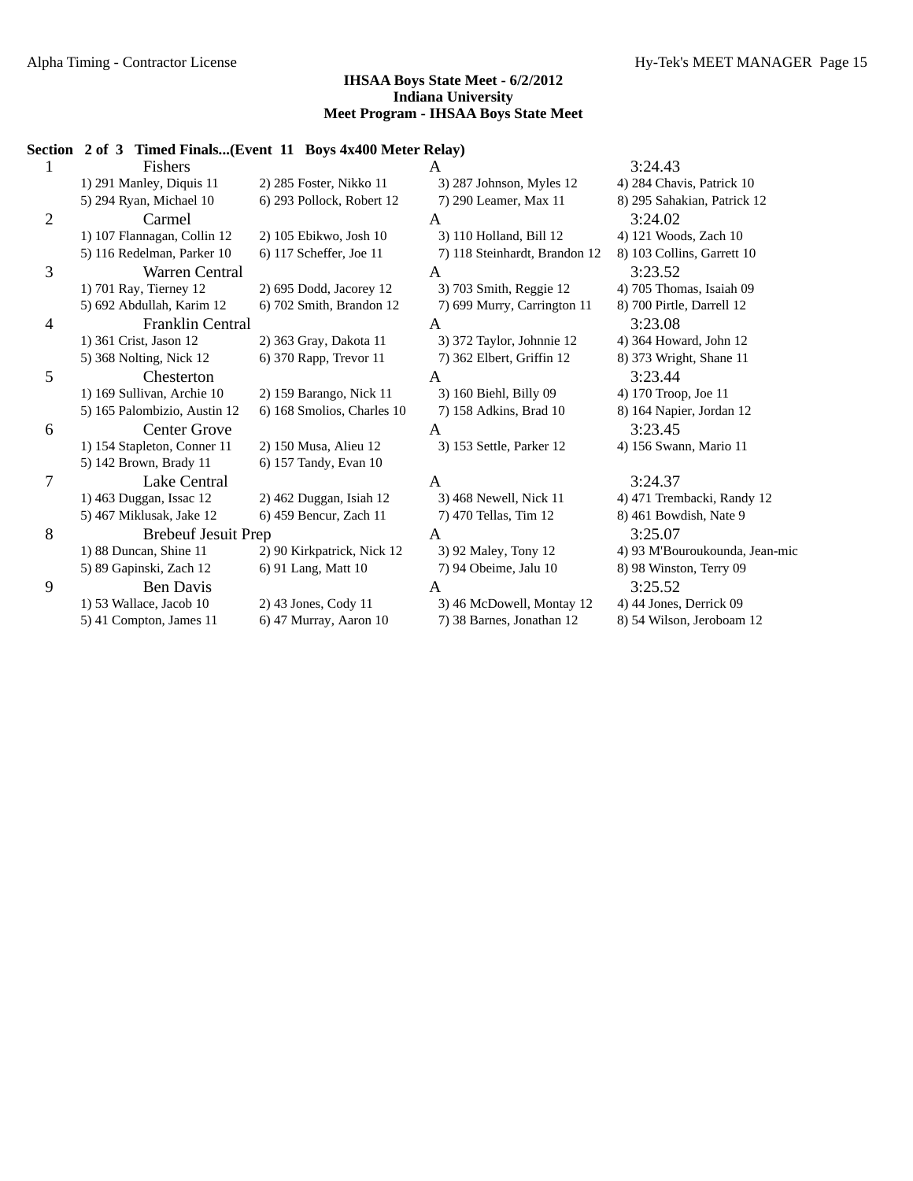**IHSAA Boys State Meet - 6/2/2012**
**Indiana University**
**Meet Program - IHSAA Boys State Meet**

**Section 2 of 3 Timed Finals...(Event 11 Boys 4x400 Meter Relay)**

| Lane | Team | Relay | Seed Time |
|---|---|---|---|
| 1 | Fishers | A | 3:24.43 |
| | 1) 291 Manley, Diquis 11; 2) 285 Foster, Nikko 11; 3) 287 Johnson, Myles 12; 4) 284 Chavis, Patrick 10; 5) 294 Ryan, Michael 10; 6) 293 Pollock, Robert 12; 7) 290 Leamer, Max 11; 8) 295 Sahakian, Patrick 12 | | |
| 2 | Carmel | A | 3:24.02 |
| | 1) 107 Flannagan, Collin 12; 2) 105 Ebikwo, Josh 10; 3) 110 Holland, Bill 12; 4) 121 Woods, Zach 10; 5) 116 Redelman, Parker 10; 6) 117 Scheffer, Joe 11; 7) 118 Steinhardt, Brandon 12; 8) 103 Collins, Garrett 10 | | |
| 3 | Warren Central | A | 3:23.52 |
| | 1) 701 Ray, Tierney 12; 2) 695 Dodd, Jacorey 12; 3) 703 Smith, Reggie 12; 4) 705 Thomas, Isaiah 09; 5) 692 Abdullah, Karim 12; 6) 702 Smith, Brandon 12; 7) 699 Murry, Carrington 11; 8) 700 Pirtle, Darrell 12 | | |
| 4 | Franklin Central | A | 3:23.08 |
| | 1) 361 Crist, Jason 12; 2) 363 Gray, Dakota 11; 3) 372 Taylor, Johnnie 12; 4) 364 Howard, John 12; 5) 368 Nolting, Nick 12; 6) 370 Rapp, Trevor 11; 7) 362 Elbert, Griffin 12; 8) 373 Wright, Shane 11 | | |
| 5 | Chesterton | A | 3:23.44 |
| | 1) 169 Sullivan, Archie 10; 2) 159 Barango, Nick 11; 3) 160 Biehl, Billy 09; 4) 170 Troop, Joe 11; 5) 165 Palombizio, Austin 12; 6) 168 Smolios, Charles 10; 7) 158 Adkins, Brad 10; 8) 164 Napier, Jordan 12 | | |
| 6 | Center Grove | A | 3:23.45 |
| | 1) 154 Stapleton, Conner 11; 2) 150 Musa, Alieu 12; 3) 153 Settle, Parker 12; 4) 156 Swann, Mario 11; 5) 142 Brown, Brady 11; 6) 157 Tandy, Evan 10 | | |
| 7 | Lake Central | A | 3:24.37 |
| | 1) 463 Duggan, Issac 12; 2) 462 Duggan, Isiah 12; 3) 468 Newell, Nick 11; 4) 471 Trembacki, Randy 12; 5) 467 Miklusak, Jake 12; 6) 459 Bencur, Zach 11; 7) 470 Tellas, Tim 12; 8) 461 Bowdish, Nate 9 | | |
| 8 | Brebeuf Jesuit Prep | A | 3:25.07 |
| | 1) 88 Duncan, Shine 11; 2) 90 Kirkpatrick, Nick 12; 3) 92 Maley, Tony 12; 4) 93 M'Bouroukounda, Jean-mic; 5) 89 Gapinski, Zach 12; 6) 91 Lang, Matt 10; 7) 94 Obeime, Jalu 10; 8) 98 Winston, Terry 09 | | |
| 9 | Ben Davis | A | 3:25.52 |
| | 1) 53 Wallace, Jacob 10; 2) 43 Jones, Cody 11; 3) 46 McDowell, Montay 12; 4) 44 Jones, Derrick 09; 5) 41 Compton, James 11; 6) 47 Murray, Aaron 10; 7) 38 Barnes, Jonathan 12; 8) 54 Wilson, Jeroboam 12 | | |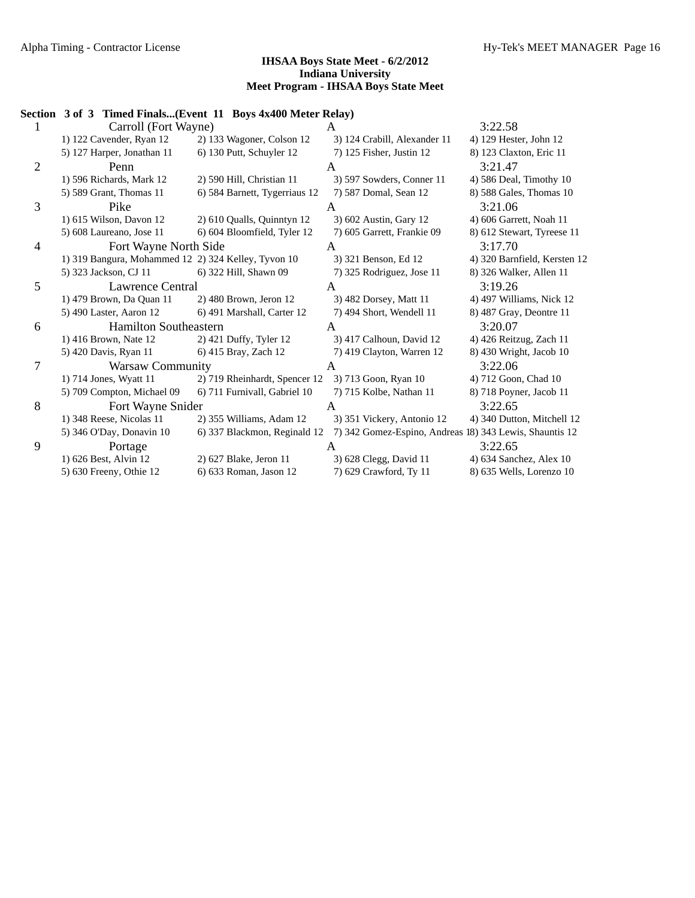**IHSAA Boys State Meet - 6/2/2012**
**Indiana University**
**Meet Program - IHSAA Boys State Meet**

**Section 3 of 3 Timed Finals...(Event 11 Boys 4x400 Meter Relay)**

| Lane | Team | Relay | Seed Time |
|---|---|---|---|
| 1 | Carroll (Fort Wayne) | A | 3:22.58 |
| | 1) 122 Cavender, Ryan 12 | 2) 133 Wagoner, Colson 12 | 3) 124 Crabill, Alexander 11 | 4) 129 Hester, John 12 |
| | 5) 127 Harper, Jonathan 11 | 6) 130 Putt, Schuyler 12 | 7) 125 Fisher, Justin 12 | 8) 123 Claxton, Eric 11 |
| 2 | Penn | A | 3:21.47 |
| | 1) 596 Richards, Mark 12 | 2) 590 Hill, Christian 11 | 3) 597 Sowders, Conner 11 | 4) 586 Deal, Timothy 10 |
| | 5) 589 Grant, Thomas 11 | 6) 584 Barnett, Tygerriaus 12 | 7) 587 Domal, Sean 12 | 8) 588 Gales, Thomas 10 |
| 3 | Pike | A | 3:21.06 |
| | 1) 615 Wilson, Davon 12 | 2) 610 Qualls, Quinntyn 12 | 3) 602 Austin, Gary 12 | 4) 606 Garrett, Noah 11 |
| | 5) 608 Laureano, Jose 11 | 6) 604 Bloomfield, Tyler 12 | 7) 605 Garrett, Frankie 09 | 8) 612 Stewart, Tyreese 11 |
| 4 | Fort Wayne North Side | A | 3:17.70 |
| | 1) 319 Bangura, Mohammed 12 | 2) 324 Kelley, Tyvon 10 | 3) 321 Benson, Ed 12 | 4) 320 Barnfield, Kersten 12 |
| | 5) 323 Jackson, CJ 11 | 6) 322 Hill, Shawn 09 | 7) 325 Rodriguez, Jose 11 | 8) 326 Walker, Allen 11 |
| 5 | Lawrence Central | A | 3:19.26 |
| | 1) 479 Brown, Da Quan 11 | 2) 480 Brown, Jeron 12 | 3) 482 Dorsey, Matt 11 | 4) 497 Williams, Nick 12 |
| | 5) 490 Laster, Aaron 12 | 6) 491 Marshall, Carter 12 | 7) 494 Short, Wendell 11 | 8) 487 Gray, Deontre 11 |
| 6 | Hamilton Southeastern | A | 3:20.07 |
| | 1) 416 Brown, Nate 12 | 2) 421 Duffy, Tyler 12 | 3) 417 Calhoun, David 12 | 4) 426 Reitzug, Zach 11 |
| | 5) 420 Davis, Ryan 11 | 6) 415 Bray, Zach 12 | 7) 419 Clayton, Warren 12 | 8) 430 Wright, Jacob 10 |
| 7 | Warsaw Community | A | 3:22.06 |
| | 1) 714 Jones, Wyatt 11 | 2) 719 Rheinhardt, Spencer 12 | 3) 713 Goon, Ryan 10 | 4) 712 Goon, Chad 10 |
| | 5) 709 Compton, Michael 09 | 6) 711 Furnivall, Gabriel 10 | 7) 715 Kolbe, Nathan 11 | 8) 718 Poyner, Jacob 11 |
| 8 | Fort Wayne Snider | A | 3:22.65 |
| | 1) 348 Reese, Nicolas 11 | 2) 355 Williams, Adam 12 | 3) 351 Vickery, Antonio 12 | 4) 340 Dutton, Mitchell 12 |
| | 5) 346 O'Day, Donavin 10 | 6) 337 Blackmon, Reginald 12 | 7) 342 Gomez-Espino, Andreas 1 | 8) 343 Lewis, Shauntis 12 |
| 9 | Portage | A | 3:22.65 |
| | 1) 626 Best, Alvin 12 | 2) 627 Blake, Jeron 11 | 3) 628 Clegg, David 11 | 4) 634 Sanchez, Alex 10 |
| | 5) 630 Freeny, Othie 12 | 6) 633 Roman, Jason 12 | 7) 629 Crawford, Ty 11 | 8) 635 Wells, Lorenzo 10 |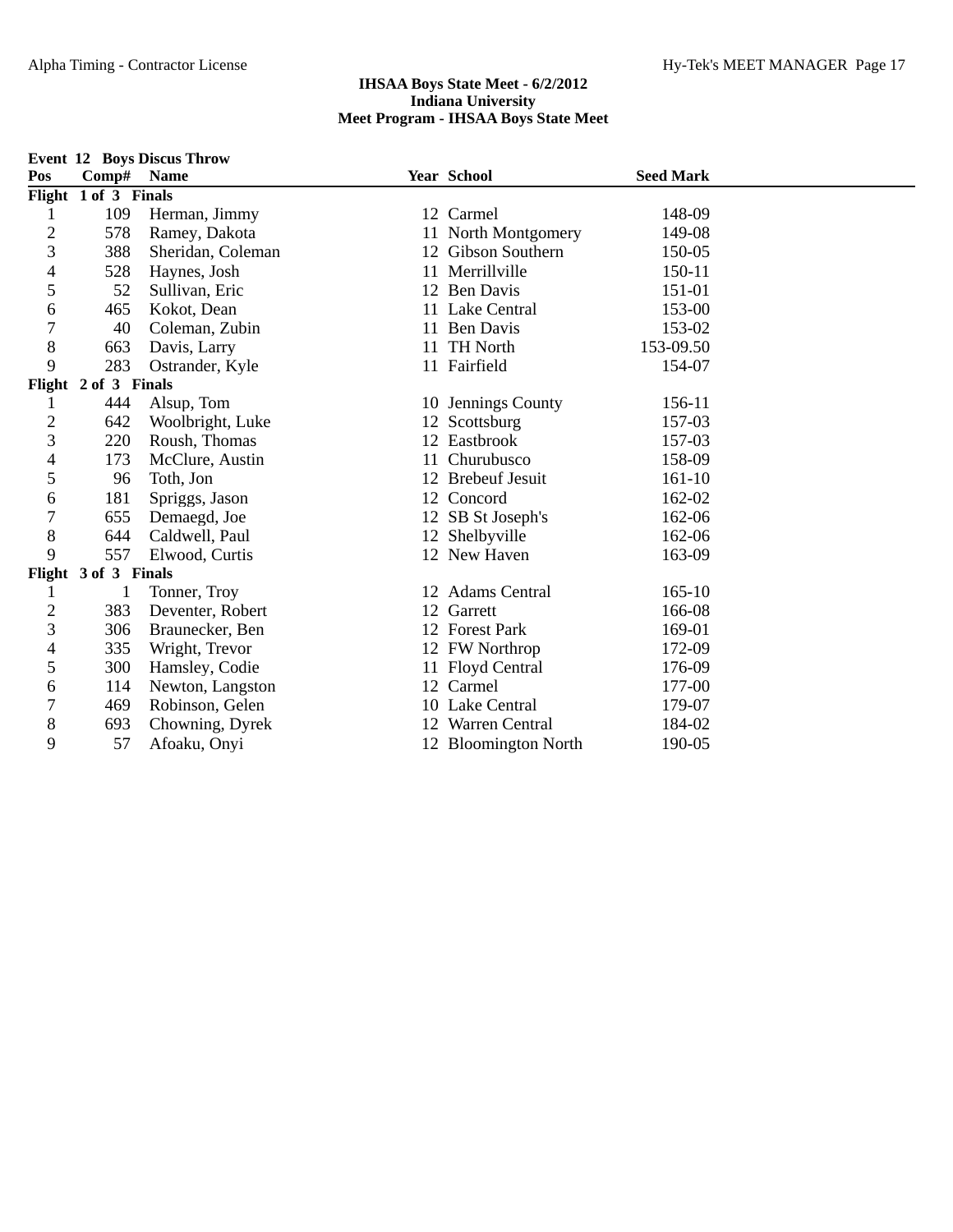**IHSAA Boys State Meet - 6/2/2012**
**Indiana University**
**Meet Program - IHSAA Boys State Meet**

**Event 12 Boys Discus Throw**

| Pos | Comp# | Name | Year | School | Seed Mark |
|---|---|---|---|---|---|
| **Flight 1 of 3 Finals** | | | | | |
| 1 | 109 | Herman, Jimmy | 12 | Carmel | 148-09 |
| 2 | 578 | Ramey, Dakota | 11 | North Montgomery | 149-08 |
| 3 | 388 | Sheridan, Coleman | 12 | Gibson Southern | 150-05 |
| 4 | 528 | Haynes, Josh | 11 | Merrillville | 150-11 |
| 5 | 52 | Sullivan, Eric | 12 | Ben Davis | 151-01 |
| 6 | 465 | Kokot, Dean | 11 | Lake Central | 153-00 |
| 7 | 40 | Coleman, Zubin | 11 | Ben Davis | 153-02 |
| 8 | 663 | Davis, Larry | 11 | TH North | 153-09.50 |
| 9 | 283 | Ostrander, Kyle | 11 | Fairfield | 154-07 |
| **Flight 2 of 3 Finals** | | | | | |
| 1 | 444 | Alsup, Tom | 10 | Jennings County | 156-11 |
| 2 | 642 | Woolbright, Luke | 12 | Scottsburg | 157-03 |
| 3 | 220 | Roush, Thomas | 12 | Eastbrook | 157-03 |
| 4 | 173 | McClure, Austin | 11 | Churubusco | 158-09 |
| 5 | 96 | Toth, Jon | 12 | Brebeuf Jesuit | 161-10 |
| 6 | 181 | Spriggs, Jason | 12 | Concord | 162-02 |
| 7 | 655 | Demaegd, Joe | 12 | SB St Joseph's | 162-06 |
| 8 | 644 | Caldwell, Paul | 12 | Shelbyville | 162-06 |
| 9 | 557 | Elwood, Curtis | 12 | New Haven | 163-09 |
| **Flight 3 of 3 Finals** | | | | | |
| 1 | 1 | Tonner, Troy | 12 | Adams Central | 165-10 |
| 2 | 383 | Deventer, Robert | 12 | Garrett | 166-08 |
| 3 | 306 | Braunecker, Ben | 12 | Forest Park | 169-01 |
| 4 | 335 | Wright, Trevor | 12 | FW Northrop | 172-09 |
| 5 | 300 | Hamsley, Codie | 11 | Floyd Central | 176-09 |
| 6 | 114 | Newton, Langston | 12 | Carmel | 177-00 |
| 7 | 469 | Robinson, Gelen | 10 | Lake Central | 179-07 |
| 8 | 693 | Chowning, Dyrek | 12 | Warren Central | 184-02 |
| 9 | 57 | Afoaku, Onyi | 12 | Bloomington North | 190-05 |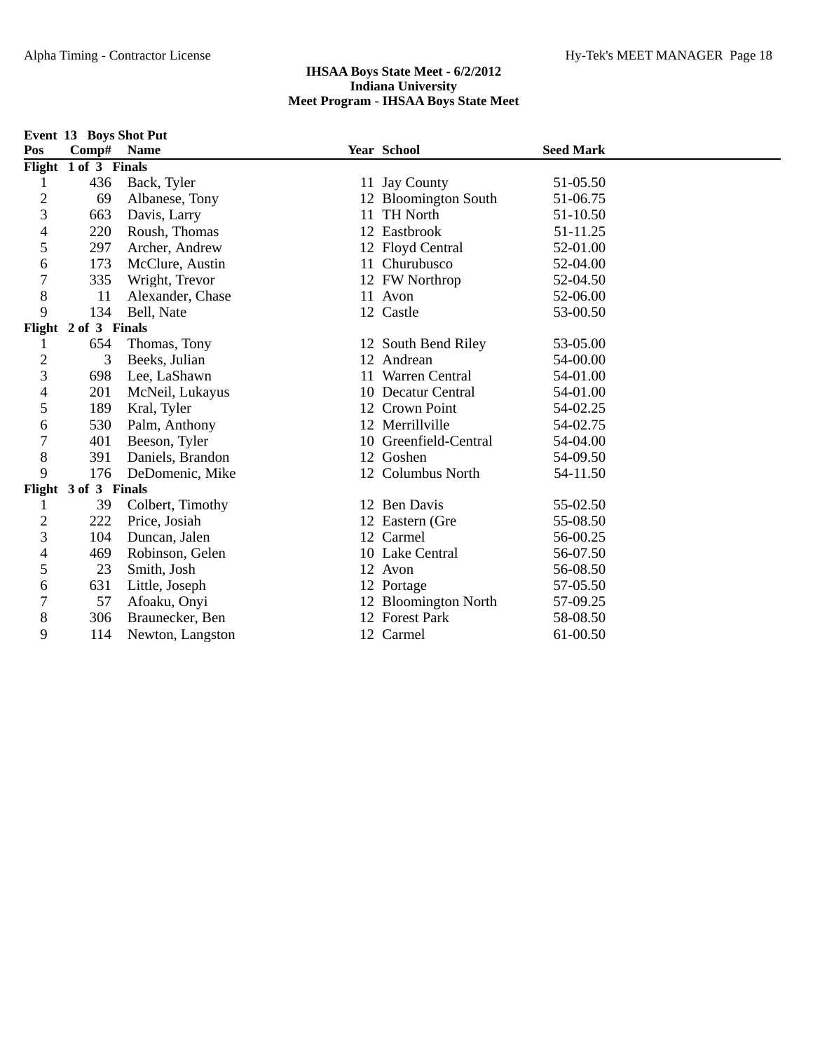**IHSAA Boys State Meet - 6/2/2012**
**Indiana University**
**Meet Program - IHSAA Boys State Meet**

**Event 13 Boys Shot Put**

| Pos | Comp# | Name | Year | School | Seed Mark |
|---|---|---|---|---|---|
| **Flight 1 of 3 Finals** | | | | | |
| 1 | 436 | Back, Tyler | 11 | Jay County | 51-05.50 |
| 2 | 69 | Albanese, Tony | 12 | Bloomington South | 51-06.75 |
| 3 | 663 | Davis, Larry | 11 | TH North | 51-10.50 |
| 4 | 220 | Roush, Thomas | 12 | Eastbrook | 51-11.25 |
| 5 | 297 | Archer, Andrew | 12 | Floyd Central | 52-01.00 |
| 6 | 173 | McClure, Austin | 11 | Churubusco | 52-04.00 |
| 7 | 335 | Wright, Trevor | 12 | FW Northrop | 52-04.50 |
| 8 | 11 | Alexander, Chase | 11 | Avon | 52-06.00 |
| 9 | 134 | Bell, Nate | 12 | Castle | 53-00.50 |
| **Flight 2 of 3 Finals** | | | | | |
| 1 | 654 | Thomas, Tony | 12 | South Bend Riley | 53-05.00 |
| 2 | 3 | Beeks, Julian | 12 | Andrean | 54-00.00 |
| 3 | 698 | Lee, LaShawn | 11 | Warren Central | 54-01.00 |
| 4 | 201 | McNeil, Lukayus | 10 | Decatur Central | 54-01.00 |
| 5 | 189 | Kral, Tyler | 12 | Crown Point | 54-02.25 |
| 6 | 530 | Palm, Anthony | 12 | Merrillville | 54-02.75 |
| 7 | 401 | Beeson, Tyler | 10 | Greenfield-Central | 54-04.00 |
| 8 | 391 | Daniels, Brandon | 12 | Goshen | 54-09.50 |
| 9 | 176 | DeDomenic, Mike | 12 | Columbus North | 54-11.50 |
| **Flight 3 of 3 Finals** | | | | | |
| 1 | 39 | Colbert, Timothy | 12 | Ben Davis | 55-02.50 |
| 2 | 222 | Price, Josiah | 12 | Eastern (Gre | 55-08.50 |
| 3 | 104 | Duncan, Jalen | 12 | Carmel | 56-00.25 |
| 4 | 469 | Robinson, Gelen | 10 | Lake Central | 56-07.50 |
| 5 | 23 | Smith, Josh | 12 | Avon | 56-08.50 |
| 6 | 631 | Little, Joseph | 12 | Portage | 57-05.50 |
| 7 | 57 | Afoaku, Onyi | 12 | Bloomington North | 57-09.25 |
| 8 | 306 | Braunecker, Ben | 12 | Forest Park | 58-08.50 |
| 9 | 114 | Newton, Langston | 12 | Carmel | 61-00.50 |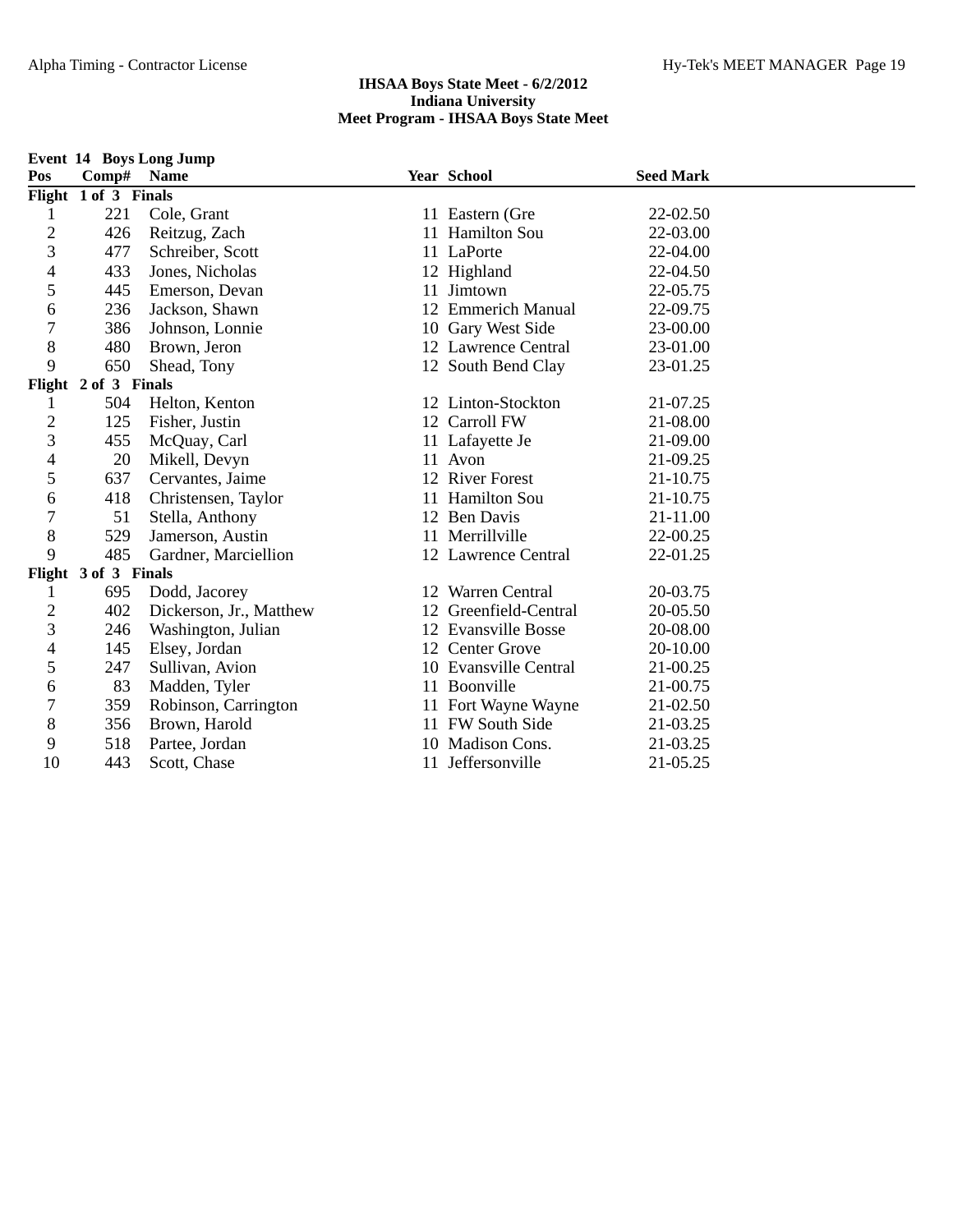**IHSAA Boys State Meet - 6/2/2012**
**Indiana University**
**Meet Program - IHSAA Boys State Meet**

**Event 14 Boys Long Jump**

| Pos | Comp# | Name | Year | School | Seed Mark |
|---|---|---|---|---|---|
| **Flight 1 of 3 Finals** | | | | | |
| 1 | 221 | Cole, Grant | 11 | Eastern (Gre | 22-02.50 |
| 2 | 426 | Reitzug, Zach | 11 | Hamilton Sou | 22-03.00 |
| 3 | 477 | Schreiber, Scott | 11 | LaPorte | 22-04.00 |
| 4 | 433 | Jones, Nicholas | 12 | Highland | 22-04.50 |
| 5 | 445 | Emerson, Devan | 11 | Jimtown | 22-05.75 |
| 6 | 236 | Jackson, Shawn | 12 | Emmerich Manual | 22-09.75 |
| 7 | 386 | Johnson, Lonnie | 10 | Gary West Side | 23-00.00 |
| 8 | 480 | Brown, Jeron | 12 | Lawrence Central | 23-01.00 |
| 9 | 650 | Shead, Tony | 12 | South Bend Clay | 23-01.25 |
| **Flight 2 of 3 Finals** | | | | | |
| 1 | 504 | Helton, Kenton | 12 | Linton-Stockton | 21-07.25 |
| 2 | 125 | Fisher, Justin | 12 | Carroll FW | 21-08.00 |
| 3 | 455 | McQuay, Carl | 11 | Lafayette Je | 21-09.00 |
| 4 | 20 | Mikell, Devyn | 11 | Avon | 21-09.25 |
| 5 | 637 | Cervantes, Jaime | 12 | River Forest | 21-10.75 |
| 6 | 418 | Christensen, Taylor | 11 | Hamilton Sou | 21-10.75 |
| 7 | 51 | Stella, Anthony | 12 | Ben Davis | 21-11.00 |
| 8 | 529 | Jamerson, Austin | 11 | Merrillville | 22-00.25 |
| 9 | 485 | Gardner, Marciellion | 12 | Lawrence Central | 22-01.25 |
| **Flight 3 of 3 Finals** | | | | | |
| 1 | 695 | Dodd, Jacorey | 12 | Warren Central | 20-03.75 |
| 2 | 402 | Dickerson, Jr., Matthew | 12 | Greenfield-Central | 20-05.50 |
| 3 | 246 | Washington, Julian | 12 | Evansville Bosse | 20-08.00 |
| 4 | 145 | Elsey, Jordan | 12 | Center Grove | 20-10.00 |
| 5 | 247 | Sullivan, Avion | 10 | Evansville Central | 21-00.25 |
| 6 | 83 | Madden, Tyler | 11 | Boonville | 21-00.75 |
| 7 | 359 | Robinson, Carrington | 11 | Fort Wayne Wayne | 21-02.50 |
| 8 | 356 | Brown, Harold | 11 | FW South Side | 21-03.25 |
| 9 | 518 | Partee, Jordan | 10 | Madison Cons. | 21-03.25 |
| 10 | 443 | Scott, Chase | 11 | Jeffersonville | 21-05.25 |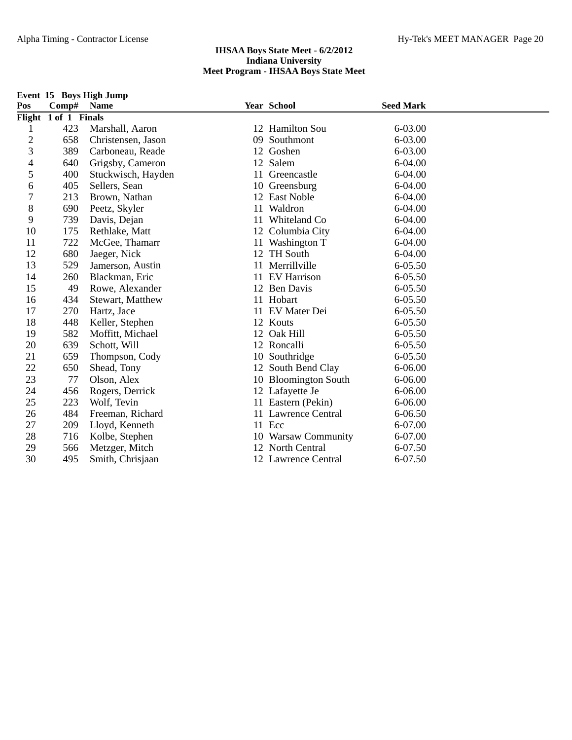**IHSAA Boys State Meet - 6/2/2012**
**Indiana University**
**Meet Program - IHSAA Boys State Meet**

**Event 15 Boys High Jump**

| Pos | Comp# | Name | Year | School | Seed Mark |
|---|---|---|---|---|---|
| **Flight 1 of 1 Finals** | | | | | |
| 1 | 423 | Marshall, Aaron | 12 | Hamilton Sou | 6-03.00 |
| 2 | 658 | Christensen, Jason | 09 | Southmont | 6-03.00 |
| 3 | 389 | Carboneau, Reade | 12 | Goshen | 6-03.00 |
| 4 | 640 | Grigsby, Cameron | 12 | Salem | 6-04.00 |
| 5 | 400 | Stuckwisch, Hayden | 11 | Greencastle | 6-04.00 |
| 6 | 405 | Sellers, Sean | 10 | Greensburg | 6-04.00 |
| 7 | 213 | Brown, Nathan | 12 | East Noble | 6-04.00 |
| 8 | 690 | Peetz, Skyler | 11 | Waldron | 6-04.00 |
| 9 | 739 | Davis, Dejan | 11 | Whiteland Co | 6-04.00 |
| 10 | 175 | Rethlake, Matt | 12 | Columbia City | 6-04.00 |
| 11 | 722 | McGee, Thamarr | 11 | Washington T | 6-04.00 |
| 12 | 680 | Jaeger, Nick | 12 | TH South | 6-04.00 |
| 13 | 529 | Jamerson, Austin | 11 | Merrillville | 6-05.50 |
| 14 | 260 | Blackman, Eric | 11 | EV Harrison | 6-05.50 |
| 15 | 49 | Rowe, Alexander | 12 | Ben Davis | 6-05.50 |
| 16 | 434 | Stewart, Matthew | 11 | Hobart | 6-05.50 |
| 17 | 270 | Hartz, Jace | 11 | EV Mater Dei | 6-05.50 |
| 18 | 448 | Keller, Stephen | 12 | Kouts | 6-05.50 |
| 19 | 582 | Moffitt, Michael | 12 | Oak Hill | 6-05.50 |
| 20 | 639 | Schott, Will | 12 | Roncalli | 6-05.50 |
| 21 | 659 | Thompson, Cody | 10 | Southridge | 6-05.50 |
| 22 | 650 | Shead, Tony | 12 | South Bend Clay | 6-06.00 |
| 23 | 77 | Olson, Alex | 10 | Bloomington South | 6-06.00 |
| 24 | 456 | Rogers, Derrick | 12 | Lafayette Je | 6-06.00 |
| 25 | 223 | Wolf, Tevin | 11 | Eastern (Pekin) | 6-06.00 |
| 26 | 484 | Freeman, Richard | 11 | Lawrence Central | 6-06.50 |
| 27 | 209 | Lloyd, Kenneth | 11 | Ecc | 6-07.00 |
| 28 | 716 | Kolbe, Stephen | 10 | Warsaw Community | 6-07.00 |
| 29 | 566 | Metzger, Mitch | 12 | North Central | 6-07.50 |
| 30 | 495 | Smith, Chrisjaan | 12 | Lawrence Central | 6-07.50 |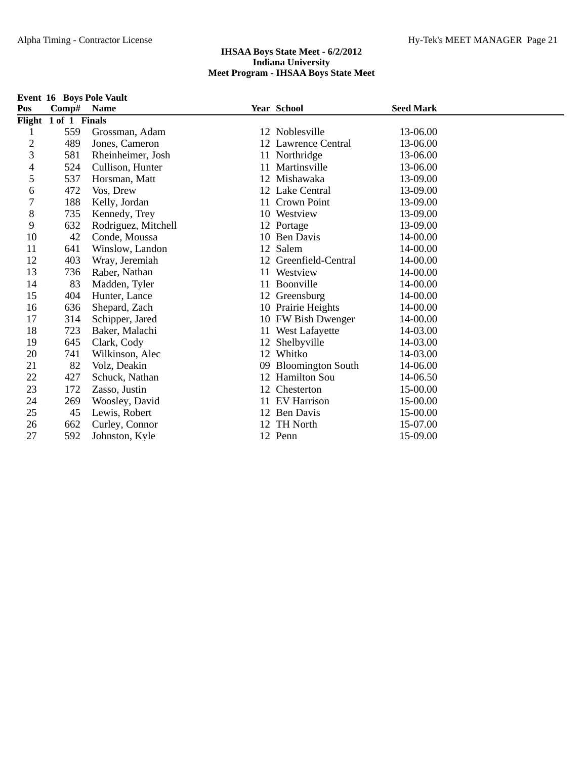**IHSAA Boys State Meet - 6/2/2012**
**Indiana University**
**Meet Program - IHSAA Boys State Meet**

**Event 16 Boys Pole Vault**

| Pos | Comp# | Name | Year | School | Seed Mark |
|---|---|---|---|---|---|
| **Flight 1 of 1 Finals** | | | | | |
| 1 | 559 | Grossman, Adam | 12 | Noblesville | 13-06.00 |
| 2 | 489 | Jones, Cameron | 12 | Lawrence Central | 13-06.00 |
| 3 | 581 | Rheinheimer, Josh | 11 | Northridge | 13-06.00 |
| 4 | 524 | Cullison, Hunter | 11 | Martinsville | 13-06.00 |
| 5 | 537 | Horsman, Matt | 12 | Mishawaka | 13-09.00 |
| 6 | 472 | Vos, Drew | 12 | Lake Central | 13-09.00 |
| 7 | 188 | Kelly, Jordan | 11 | Crown Point | 13-09.00 |
| 8 | 735 | Kennedy, Trey | 10 | Westview | 13-09.00 |
| 9 | 632 | Rodriguez, Mitchell | 12 | Portage | 13-09.00 |
| 10 | 42 | Conde, Moussa | 10 | Ben Davis | 14-00.00 |
| 11 | 641 | Winslow, Landon | 12 | Salem | 14-00.00 |
| 12 | 403 | Wray, Jeremiah | 12 | Greenfield-Central | 14-00.00 |
| 13 | 736 | Raber, Nathan | 11 | Westview | 14-00.00 |
| 14 | 83 | Madden, Tyler | 11 | Boonville | 14-00.00 |
| 15 | 404 | Hunter, Lance | 12 | Greensburg | 14-00.00 |
| 16 | 636 | Shepard, Zach | 10 | Prairie Heights | 14-00.00 |
| 17 | 314 | Schipper, Jared | 10 | FW Bish Dwenger | 14-00.00 |
| 18 | 723 | Baker, Malachi | 11 | West Lafayette | 14-03.00 |
| 19 | 645 | Clark, Cody | 12 | Shelbyville | 14-03.00 |
| 20 | 741 | Wilkinson, Alec | 12 | Whitko | 14-03.00 |
| 21 | 82 | Volz, Deakin | 09 | Bloomington South | 14-06.00 |
| 22 | 427 | Schuck, Nathan | 12 | Hamilton Sou | 14-06.50 |
| 23 | 172 | Zasso, Justin | 12 | Chesterton | 15-00.00 |
| 24 | 269 | Woosley, David | 11 | EV Harrison | 15-00.00 |
| 25 | 45 | Lewis, Robert | 12 | Ben Davis | 15-00.00 |
| 26 | 662 | Curley, Connor | 12 | TH North | 15-07.00 |
| 27 | 592 | Johnston, Kyle | 12 | Penn | 15-09.00 |